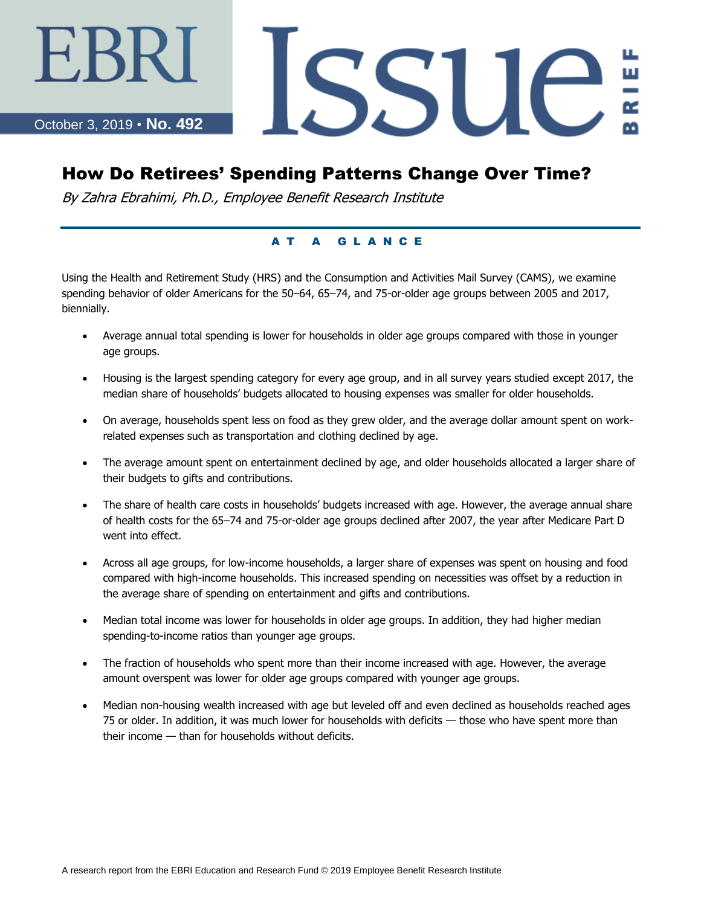EBRI Issue Brief

October 3, 2019 • **No. 492**

# How Do Retirees' Spending Patterns Change Over Time?

*By Zahra Ebrahimi, Ph.D., Employee Benefit Research Institute*

## AT A GLANCE

Using the Health and Retirement Study (HRS) and the Consumption and Activities Mail Survey (CAMS), we examine spending behavior of older Americans for the 50–64, 65–74, and 75-or-older age groups between 2005 and 2017, biennially.

- Average annual total spending is lower for households in older age groups compared with those in younger age groups.
- Housing is the largest spending category for every age group, and in all survey years studied except 2017, the median share of households' budgets allocated to housing expenses was smaller for older households.
- On average, households spent less on food as they grew older, and the average dollar amount spent on work-related expenses such as transportation and clothing declined by age.
- The average amount spent on entertainment declined by age, and older households allocated a larger share of their budgets to gifts and contributions.
- The share of health care costs in households' budgets increased with age. However, the average annual share of health costs for the 65–74 and 75-or-older age groups declined after 2007, the year after Medicare Part D went into effect.
- Across all age groups, for low-income households, a larger share of expenses was spent on housing and food compared with high-income households. This increased spending on necessities was offset by a reduction in the average share of spending on entertainment and gifts and contributions.
- Median total income was lower for households in older age groups. In addition, they had higher median spending-to-income ratios than younger age groups.
- The fraction of households who spent more than their income increased with age. However, the average amount overspent was lower for older age groups compared with younger age groups.
- Median non-housing wealth increased with age but leveled off and even declined as households reached ages 75 or older. In addition, it was much lower for households with deficits — those who have spent more than their income — than for households without deficits.

A research report from the EBRI Education and Research Fund © 2019 Employee Benefit Research Institute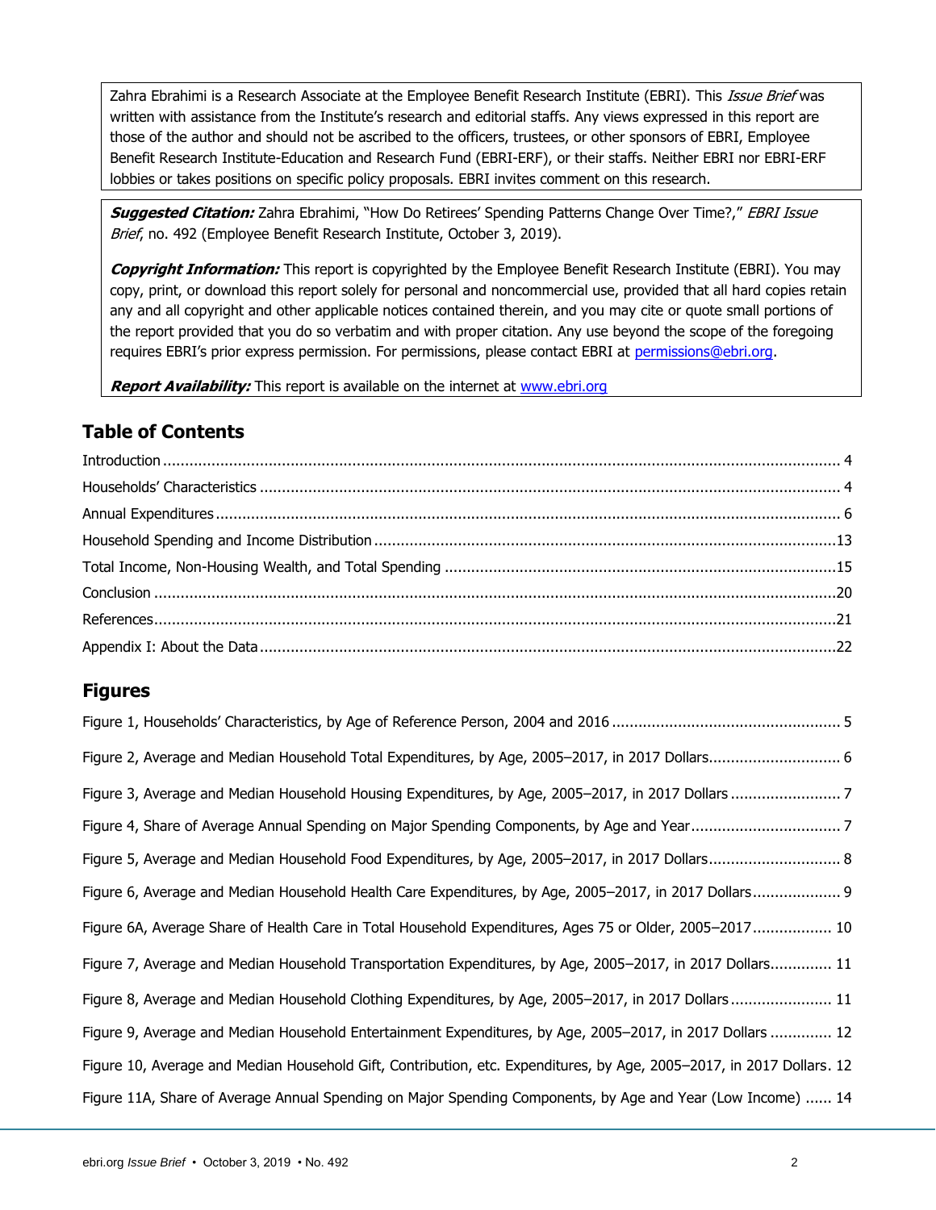Zahra Ebrahimi is a Research Associate at the Employee Benefit Research Institute (EBRI). This *Issue Brief* was written with assistance from the Institute's research and editorial staffs. Any views expressed in this report are those of the author and should not be ascribed to the officers, trustees, or other sponsors of EBRI, Employee Benefit Research Institute-Education and Research Fund (EBRI-ERF), or their staffs. Neither EBRI nor EBRI-ERF lobbies or takes positions on specific policy proposals. EBRI invites comment on this research.

***Suggested Citation:*** Zahra Ebrahimi, "How Do Retirees' Spending Patterns Change Over Time?," *EBRI Issue Brief*, no. 492 (Employee Benefit Research Institute, October 3, 2019).

***Copyright Information:*** This report is copyrighted by the Employee Benefit Research Institute (EBRI). You may copy, print, or download this report solely for personal and noncommercial use, provided that all hard copies retain any and all copyright and other applicable notices contained therein, and you may cite or quote small portions of the report provided that you do so verbatim and with proper citation. Any use beyond the scope of the foregoing requires EBRI's prior express permission. For permissions, please contact EBRI at permissions@ebri.org.

***Report Availability:*** This report is available on the internet at www.ebri.org

## Table of Contents

Introduction .... 4
Households' Characteristics .... 4
Annual Expenditures .... 6
Household Spending and Income Distribution .... 13
Total Income, Non-Housing Wealth, and Total Spending .... 15
Conclusion .... 20
References .... 21
Appendix I: About the Data .... 22

## Figures

Figure 1, Households' Characteristics, by Age of Reference Person, 2004 and 2016 .... 5
Figure 2, Average and Median Household Total Expenditures, by Age, 2005–2017, in 2017 Dollars .... 6
Figure 3, Average and Median Household Housing Expenditures, by Age, 2005–2017, in 2017 Dollars .... 7
Figure 4, Share of Average Annual Spending on Major Spending Components, by Age and Year .... 7
Figure 5, Average and Median Household Food Expenditures, by Age, 2005–2017, in 2017 Dollars .... 8
Figure 6, Average and Median Household Health Care Expenditures, by Age, 2005–2017, in 2017 Dollars .... 9
Figure 6A, Average Share of Health Care in Total Household Expenditures, Ages 75 or Older, 2005–2017 .... 10
Figure 7, Average and Median Household Transportation Expenditures, by Age, 2005–2017, in 2017 Dollars .... 11
Figure 8, Average and Median Household Clothing Expenditures, by Age, 2005–2017, in 2017 Dollars .... 11
Figure 9, Average and Median Household Entertainment Expenditures, by Age, 2005–2017, in 2017 Dollars .... 12
Figure 10, Average and Median Household Gift, Contribution, etc. Expenditures, by Age, 2005–2017, in 2017 Dollars. 12
Figure 11A, Share of Average Annual Spending on Major Spending Components, by Age and Year (Low Income) .... 14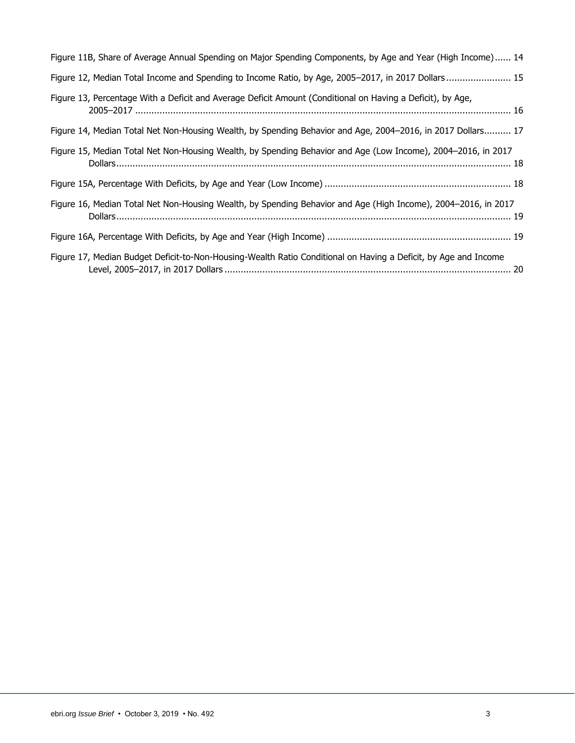Figure 11B, Share of Average Annual Spending on Major Spending Components, by Age and Year (High Income)...... 14

Figure 12, Median Total Income and Spending to Income Ratio, by Age, 2005–2017, in 2017 Dollars........................ 15

Figure 13, Percentage With a Deficit and Average Deficit Amount (Conditional on Having a Deficit), by Age, 2005–2017 .......................................................................................................................................... 16

Figure 14, Median Total Net Non-Housing Wealth, by Spending Behavior and Age, 2004–2016, in 2017 Dollars.......... 17

Figure 15, Median Total Net Non-Housing Wealth, by Spending Behavior and Age (Low Income), 2004–2016, in 2017 Dollars................................................................................................................................................ 18

Figure 15A, Percentage With Deficits, by Age and Year (Low Income) .................................................................... 18

Figure 16, Median Total Net Non-Housing Wealth, by Spending Behavior and Age (High Income), 2004–2016, in 2017 Dollars................................................................................................................................................ 19

Figure 16A, Percentage With Deficits, by Age and Year (High Income) ................................................................... 19

Figure 17, Median Budget Deficit-to-Non-Housing-Wealth Ratio Conditional on Having a Deficit, by Age and Income Level, 2005–2017, in 2017 Dollars ......................................................................................................... 20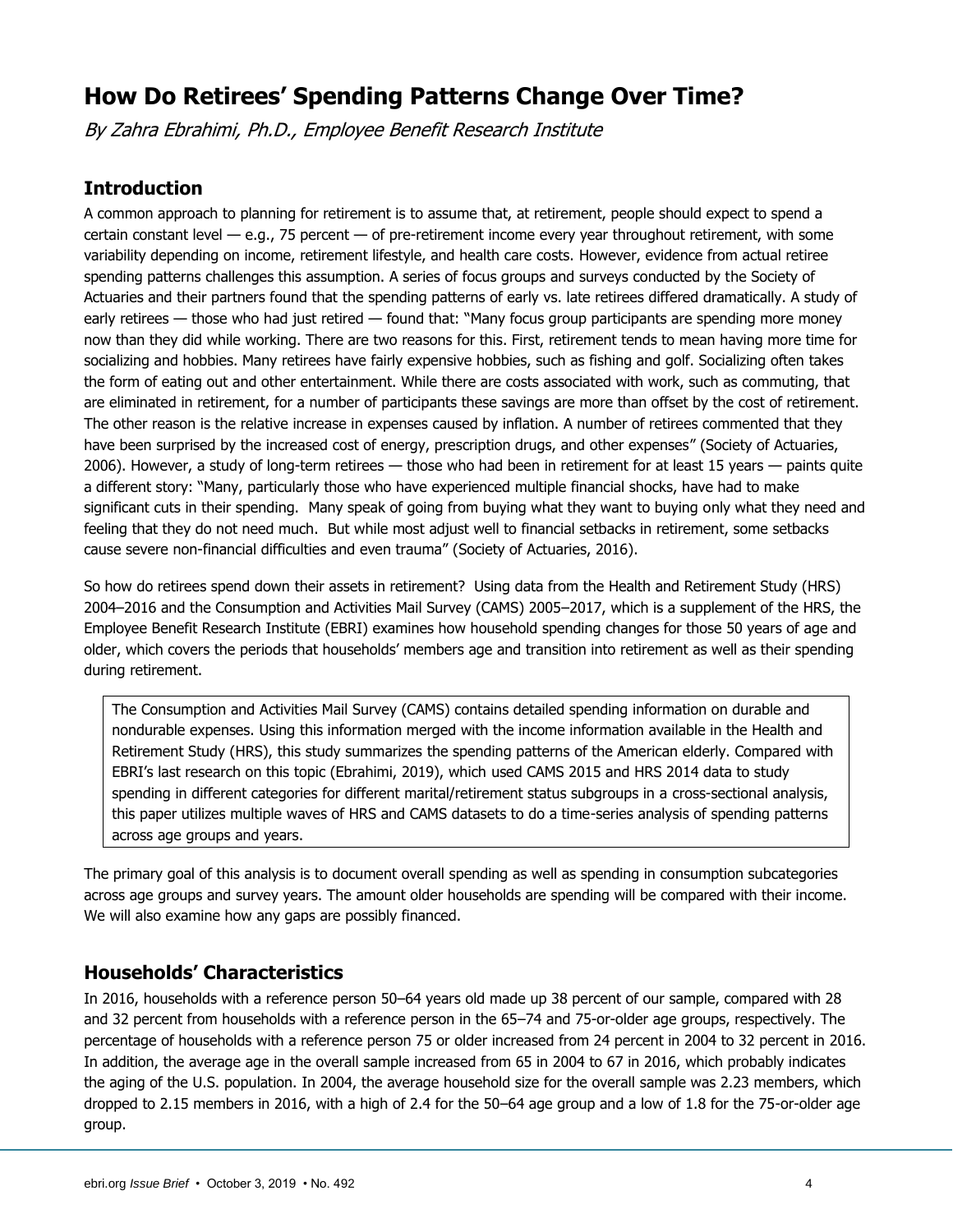# How Do Retirees' Spending Patterns Change Over Time?

*By Zahra Ebrahimi, Ph.D., Employee Benefit Research Institute*

## Introduction

A common approach to planning for retirement is to assume that, at retirement, people should expect to spend a certain constant level — e.g., 75 percent — of pre-retirement income every year throughout retirement, with some variability depending on income, retirement lifestyle, and health care costs. However, evidence from actual retiree spending patterns challenges this assumption. A series of focus groups and surveys conducted by the Society of Actuaries and their partners found that the spending patterns of early vs. late retirees differed dramatically. A study of early retirees — those who had just retired — found that: "Many focus group participants are spending more money now than they did while working. There are two reasons for this. First, retirement tends to mean having more time for socializing and hobbies. Many retirees have fairly expensive hobbies, such as fishing and golf. Socializing often takes the form of eating out and other entertainment. While there are costs associated with work, such as commuting, that are eliminated in retirement, for a number of participants these savings are more than offset by the cost of retirement. The other reason is the relative increase in expenses caused by inflation. A number of retirees commented that they have been surprised by the increased cost of energy, prescription drugs, and other expenses" (Society of Actuaries, 2006). However, a study of long-term retirees — those who had been in retirement for at least 15 years — paints quite a different story: "Many, particularly those who have experienced multiple financial shocks, have had to make significant cuts in their spending. Many speak of going from buying what they want to buying only what they need and feeling that they do not need much. But while most adjust well to financial setbacks in retirement, some setbacks cause severe non-financial difficulties and even trauma" (Society of Actuaries, 2016).

So how do retirees spend down their assets in retirement? Using data from the Health and Retirement Study (HRS) 2004–2016 and the Consumption and Activities Mail Survey (CAMS) 2005–2017, which is a supplement of the HRS, the Employee Benefit Research Institute (EBRI) examines how household spending changes for those 50 years of age and older, which covers the periods that households' members age and transition into retirement as well as their spending during retirement.

> The Consumption and Activities Mail Survey (CAMS) contains detailed spending information on durable and nondurable expenses. Using this information merged with the income information available in the Health and Retirement Study (HRS), this study summarizes the spending patterns of the American elderly. Compared with EBRI's last research on this topic (Ebrahimi, 2019), which used CAMS 2015 and HRS 2014 data to study spending in different categories for different marital/retirement status subgroups in a cross-sectional analysis, this paper utilizes multiple waves of HRS and CAMS datasets to do a time-series analysis of spending patterns across age groups and years.

The primary goal of this analysis is to document overall spending as well as spending in consumption subcategories across age groups and survey years. The amount older households are spending will be compared with their income. We will also examine how any gaps are possibly financed.

## Households' Characteristics

In 2016, households with a reference person 50–64 years old made up 38 percent of our sample, compared with 28 and 32 percent from households with a reference person in the 65–74 and 75-or-older age groups, respectively. The percentage of households with a reference person 75 or older increased from 24 percent in 2004 to 32 percent in 2016. In addition, the average age in the overall sample increased from 65 in 2004 to 67 in 2016, which probably indicates the aging of the U.S. population. In 2004, the average household size for the overall sample was 2.23 members, which dropped to 2.15 members in 2016, with a high of 2.4 for the 50–64 age group and a low of 1.8 for the 75-or-older age group.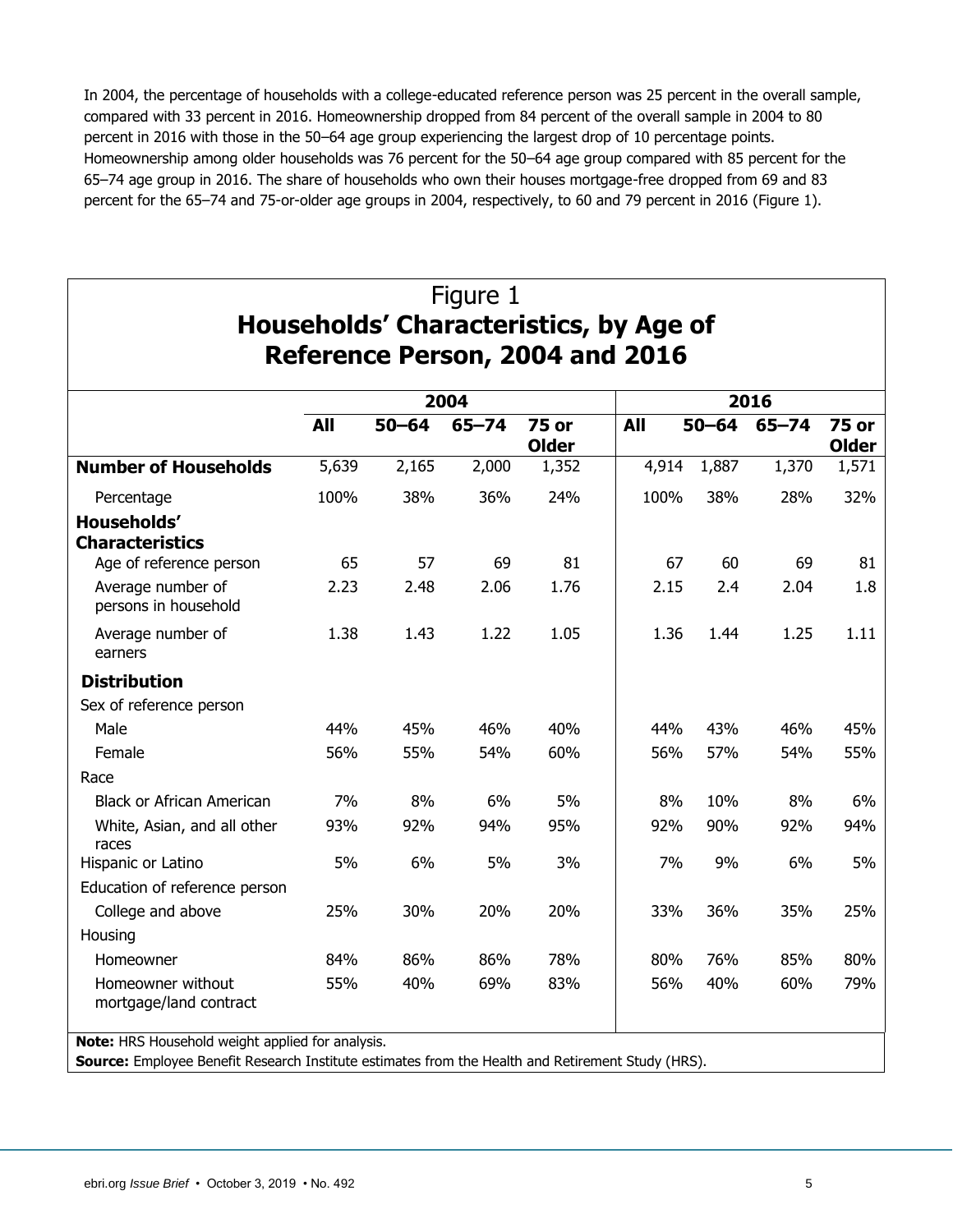In 2004, the percentage of households with a college-educated reference person was 25 percent in the overall sample, compared with 33 percent in 2016. Homeownership dropped from 84 percent of the overall sample in 2004 to 80 percent in 2016 with those in the 50–64 age group experiencing the largest drop of 10 percentage points. Homeownership among older households was 76 percent for the 50–64 age group compared with 85 percent for the 65–74 age group in 2016. The share of households who own their houses mortgage-free dropped from 69 and 83 percent for the 65–74 and 75-or-older age groups in 2004, respectively, to 60 and 79 percent in 2016 (Figure 1).

Figure 1
**Households' Characteristics, by Age of Reference Person, 2004 and 2016**

| | 2004 | | | | 2016 | | | |
|---|---|---|---|---|---|---|---|---|
| | **All** | **50–64** | **65–74** | **75 or Older** | **All** | **50–64** | **65–74** | **75 or Older** |
| **Number of Households** | 5,639 | 2,165 | 2,000 | 1,352 | 4,914 | 1,887 | 1,370 | 1,571 |
| Percentage | 100% | 38% | 36% | 24% | 100% | 38% | 28% | 32% |
| **Households' Characteristics** | | | | | | | | |
| Age of reference person | 65 | 57 | 69 | 81 | 67 | 60 | 69 | 81 |
| Average number of persons in household | 2.23 | 2.48 | 2.06 | 1.76 | 2.15 | 2.4 | 2.04 | 1.8 |
| Average number of earners | 1.38 | 1.43 | 1.22 | 1.05 | 1.36 | 1.44 | 1.25 | 1.11 |
| **Distribution** | | | | | | | | |
| Sex of reference person | | | | | | | | |
| Male | 44% | 45% | 46% | 40% | 44% | 43% | 46% | 45% |
| Female | 56% | 55% | 54% | 60% | 56% | 57% | 54% | 55% |
| Race | | | | | | | | |
| Black or African American | 7% | 8% | 6% | 5% | 8% | 10% | 8% | 6% |
| White, Asian, and all other races | 93% | 92% | 94% | 95% | 92% | 90% | 92% | 94% |
| Hispanic or Latino | 5% | 6% | 5% | 3% | 7% | 9% | 6% | 5% |
| Education of reference person | | | | | | | | |
| College and above | 25% | 30% | 20% | 20% | 33% | 36% | 35% | 25% |
| Housing | | | | | | | | |
| Homeowner | 84% | 86% | 86% | 78% | 80% | 76% | 85% | 80% |
| Homeowner without mortgage/land contract | 55% | 40% | 69% | 83% | 56% | 40% | 60% | 79% |

**Note:** HRS Household weight applied for analysis.
**Source:** Employee Benefit Research Institute estimates from the Health and Retirement Study (HRS).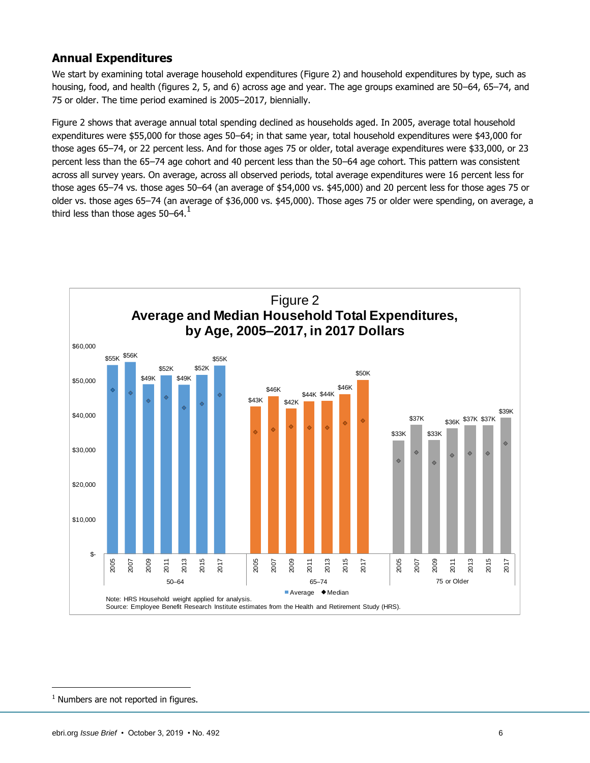## Annual Expenditures

We start by examining total average household expenditures (Figure 2) and household expenditures by type, such as housing, food, and health (figures 2, 5, and 6) across age and year. The age groups examined are 50–64, 65–74, and 75 or older. The time period examined is 2005–2017, biennially.

Figure 2 shows that average annual total spending declined as households aged. In 2005, average total household expenditures were $55,000 for those ages 50–64; in that same year, total household expenditures were $43,000 for those ages 65–74, or 22 percent less. And for those ages 75 or older, total average expenditures were $33,000, or 23 percent less than the 65–74 age cohort and 40 percent less than the 50–64 age cohort. This pattern was consistent across all survey years. On average, across all observed periods, total average expenditures were 16 percent less for those ages 65–74 vs. those ages 50–64 (an average of $54,000 vs. $45,000) and 20 percent less for those ages 75 or older vs. those ages 65–74 (an average of $36,000 vs. $45,000). Those ages 75 or older were spending, on average, a third less than those ages 50–64.[1]

**Figure 2**
**Average and Median Household Total Expenditures, by Age, 2005–2017, in 2017 Dollars**

| Age group | 2005 | 2007 | 2009 | 2011 | 2013 | 2015 | 2017 |
|---|---|---|---|---|---|---|---|
| 50–64 (Average) | $55K | $56K | $49K | $52K | $49K | $52K | $55K |
| 65–74 (Average) | $43K | $46K | $42K | $44K | $44K | $46K | $50K |
| 75 or Older (Average) | $33K | $37K | $33K | $36K | $37K | $37K | $39K |

Note: HRS Household weight applied for analysis.
Source: Employee Benefit Research Institute estimates from the Health and Retirement Study (HRS).

[1] Numbers are not reported in figures.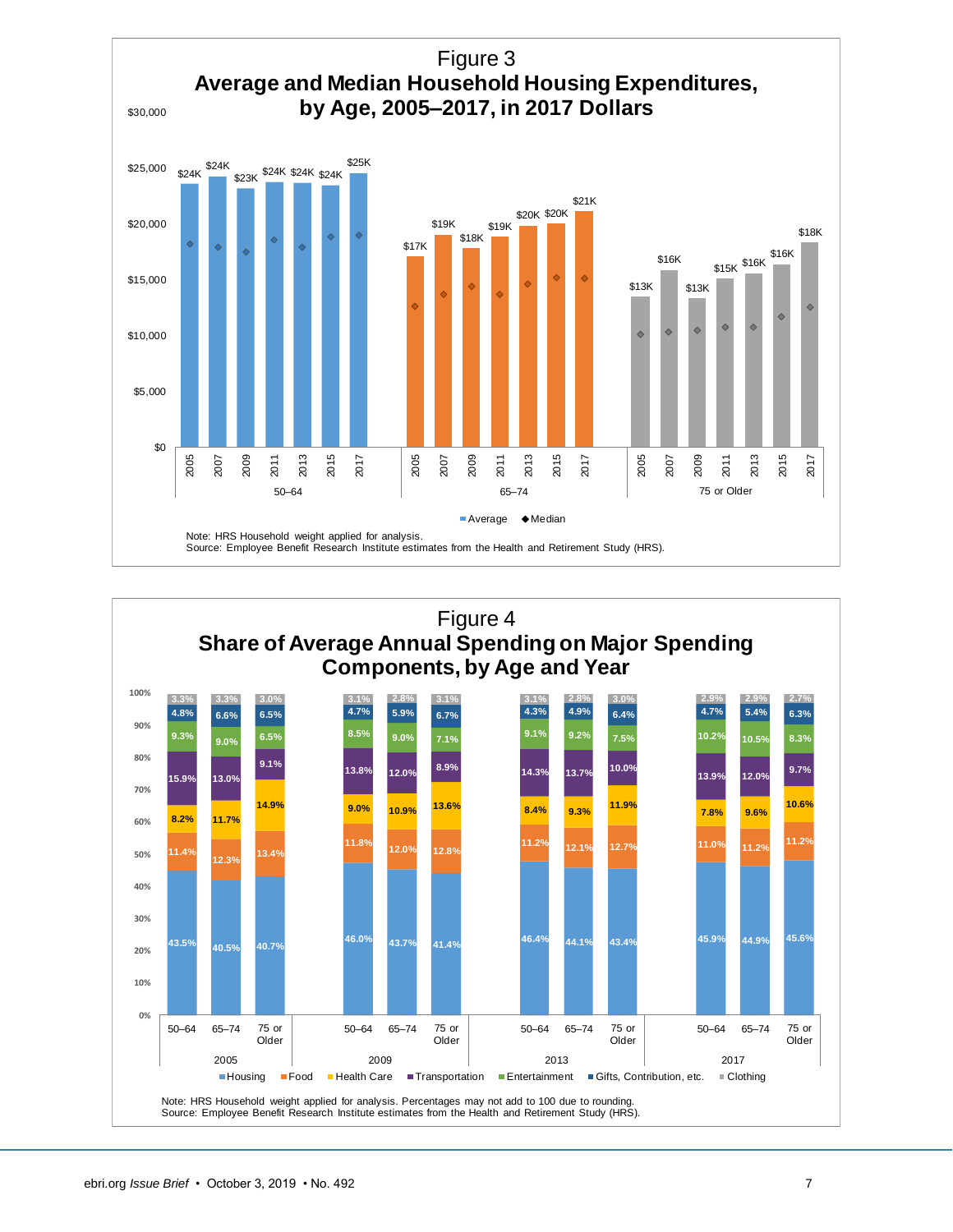# Figure 3

## Average and Median Household Housing Expenditures, by Age, 2005–2017, in 2017 Dollars

| Age | Year | Average |
|---|---|---|
| 50–64 | 2005 | $24K |
| 50–64 | 2007 | $24K |
| 50–64 | 2009 | $23K |
| 50–64 | 2011 | $24K |
| 50–64 | 2013 | $24K |
| 50–64 | 2015 | $24K |
| 50–64 | 2017 | $25K |
| 65–74 | 2005 | $17K |
| 65–74 | 2007 | $19K |
| 65–74 | 2009 | $18K |
| 65–74 | 2011 | $19K |
| 65–74 | 2013 | $20K |
| 65–74 | 2015 | $20K |
| 65–74 | 2017 | $21K |
| 75 or Older | 2005 | $13K |
| 75 or Older | 2007 | $16K |
| 75 or Older | 2009 | $13K |
| 75 or Older | 2011 | $15K |
| 75 or Older | 2013 | $16K |
| 75 or Older | 2015 | $16K |
| 75 or Older | 2017 | $18K |

Average ◆ Median

Note: HRS Household weight applied for analysis.
Source: Employee Benefit Research Institute estimates from the Health and Retirement Study (HRS).

# Figure 4

## Share of Average Annual Spending on Major Spending Components, by Age and Year

| Year | Age | Housing | Food | Health Care | Transportation | Entertainment | Gifts, Contribution, etc. | Clothing |
|---|---|---|---|---|---|---|---|---|
| 2005 | 50–64 | 43.5% | 11.4% | 8.2% | 15.9% | 9.3% | 4.8% | 3.3% |
| 2005 | 65–74 | 40.5% | 12.3% | 11.7% | 13.0% | 9.0% | 6.6% | 3.3% |
| 2005 | 75 or Older | 40.7% | 13.4% | 14.9% | 9.1% | 6.5% | 6.5% | 3.0% |
| 2009 | 50–64 | 46.0% | 11.8% | 9.0% | 13.8% | 8.5% | 4.7% | 3.1% |
| 2009 | 65–74 | 43.7% | 12.0% | 10.9% | 12.0% | 9.0% | 5.9% | 2.8% |
| 2009 | 75 or Older | 41.4% | 12.8% | 13.6% | 8.9% | 7.1% | 6.7% | 3.1% |
| 2013 | 50–64 | 46.4% | 11.2% | 8.4% | 14.3% | 9.1% | 4.3% | 3.1% |
| 2013 | 65–74 | 44.1% | 12.1% | 9.3% | 13.7% | 9.2% | 4.9% | 2.8% |
| 2013 | 75 or Older | 43.4% | 12.7% | 11.9% | 10.0% | 7.5% | 6.4% | 3.0% |
| 2017 | 50–64 | 45.9% | 11.0% | 7.8% | 13.9% | 10.2% | 4.7% | 2.9% |
| 2017 | 65–74 | 44.9% | 11.2% | 9.6% | 12.0% | 10.5% | 5.4% | 2.9% |
| 2017 | 75 or Older | 45.6% | 11.2% | 10.6% | 9.7% | 8.3% | 6.3% | 2.7% |

Note: HRS Household weight applied for analysis. Percentages may not add to 100 due to rounding.
Source: Employee Benefit Research Institute estimates from the Health and Retirement Study (HRS).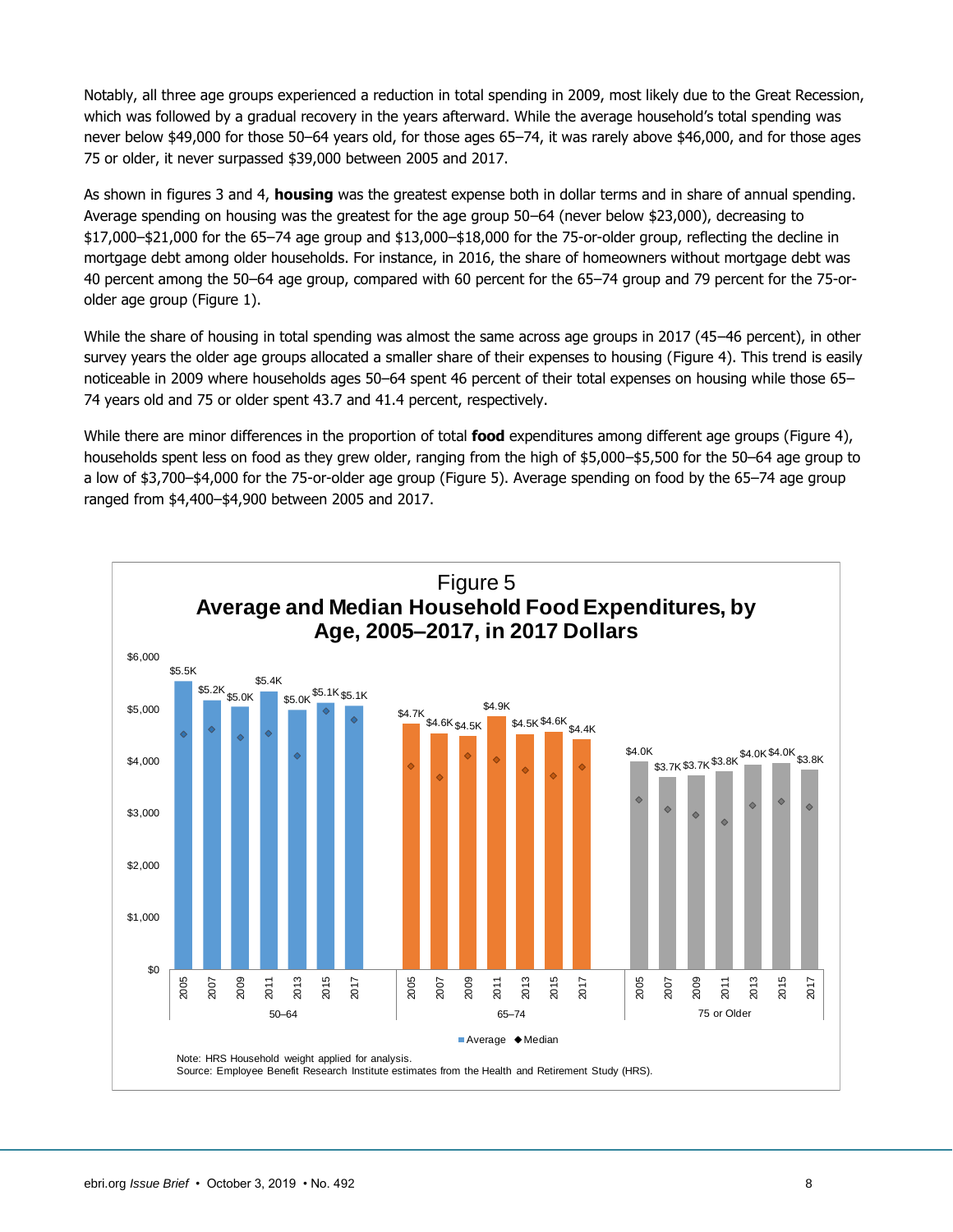Notably, all three age groups experienced a reduction in total spending in 2009, most likely due to the Great Recession, which was followed by a gradual recovery in the years afterward. While the average household's total spending was never below $49,000 for those 50–64 years old, for those ages 65–74, it was rarely above $46,000, and for those ages 75 or older, it never surpassed $39,000 between 2005 and 2017.

As shown in figures 3 and 4, **housing** was the greatest expense both in dollar terms and in share of annual spending. Average spending on housing was the greatest for the age group 50–64 (never below $23,000), decreasing to $17,000–$21,000 for the 65–74 age group and $13,000–$18,000 for the 75-or-older group, reflecting the decline in mortgage debt among older households. For instance, in 2016, the share of homeowners without mortgage debt was 40 percent among the 50–64 age group, compared with 60 percent for the 65–74 group and 79 percent for the 75-or-older age group (Figure 1).

While the share of housing in total spending was almost the same across age groups in 2017 (45–46 percent), in other survey years the older age groups allocated a smaller share of their expenses to housing (Figure 4). This trend is easily noticeable in 2009 where households ages 50–64 spent 46 percent of their total expenses on housing while those 65–74 years old and 75 or older spent 43.7 and 41.4 percent, respectively.

While there are minor differences in the proportion of total **food** expenditures among different age groups (Figure 4), households spent less on food as they grew older, ranging from the high of $5,000–$5,500 for the 50–64 age group to a low of $3,700–$4,000 for the 75-or-older age group (Figure 5). Average spending on food by the 65–74 age group ranged from $4,400–$4,900 between 2005 and 2017.

Figure 5
**Average and Median Household Food Expenditures, by Age, 2005–2017, in 2017 Dollars**

| Age | 2005 | 2007 | 2009 | 2011 | 2013 | 2015 | 2017 |
|---|---|---|---|---|---|---|---|
| 50–64 (Average) | $5.5K | $5.2K | $5.0K | $5.4K | $5.0K | $5.1K | $5.1K |
| 65–74 (Average) | $4.7K | $4.6K | $4.5K | $4.9K | $4.5K | $4.6K | $4.4K |
| 75 or Older (Average) | $4.0K | $3.7K | $3.7K | $3.8K | $4.0K | $4.0K | $3.8K |

Note: HRS Household weight applied for analysis.
Source: Employee Benefit Research Institute estimates from the Health and Retirement Study (HRS).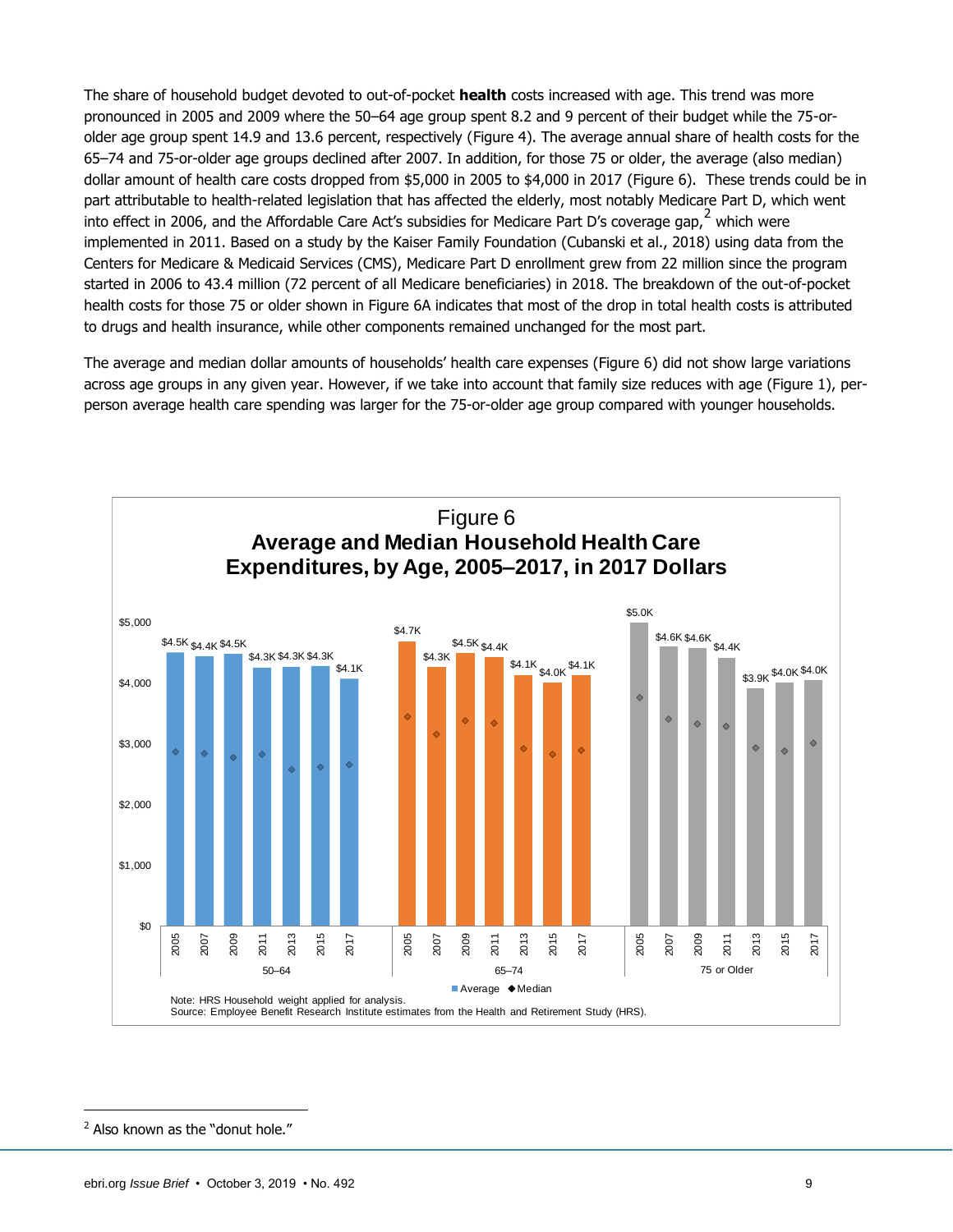The share of household budget devoted to out-of-pocket **health** costs increased with age. This trend was more pronounced in 2005 and 2009 where the 50–64 age group spent 8.2 and 9 percent of their budget while the 75-or-older age group spent 14.9 and 13.6 percent, respectively (Figure 4). The average annual share of health costs for the 65–74 and 75-or-older age groups declined after 2007. In addition, for those 75 or older, the average (also median) dollar amount of health care costs dropped from $5,000 in 2005 to $4,000 in 2017 (Figure 6). These trends could be in part attributable to health-related legislation that has affected the elderly, most notably Medicare Part D, which went into effect in 2006, and the Affordable Care Act's subsidies for Medicare Part D's coverage gap,[2] which were implemented in 2011. Based on a study by the Kaiser Family Foundation (Cubanski et al., 2018) using data from the Centers for Medicare & Medicaid Services (CMS), Medicare Part D enrollment grew from 22 million since the program started in 2006 to 43.4 million (72 percent of all Medicare beneficiaries) in 2018. The breakdown of the out-of-pocket health costs for those 75 or older shown in Figure 6A indicates that most of the drop in total health costs is attributed to drugs and health insurance, while other components remained unchanged for the most part.

The average and median dollar amounts of households' health care expenses (Figure 6) did not show large variations across age groups in any given year. However, if we take into account that family size reduces with age (Figure 1), per-person average health care spending was larger for the 75-or-older age group compared with younger households.

Figure 6
**Average and Median Household Health Care Expenditures, by Age, 2005–2017, in 2017 Dollars**

| Age group | 2005 | 2007 | 2009 | 2011 | 2013 | 2015 | 2017 |
|---|---|---|---|---|---|---|---|
| 50–64 (Average) | $4.5K | $4.4K | $4.5K | $4.3K | $4.3K | $4.3K | $4.1K |
| 65–74 (Average) | $4.7K | $4.3K | $4.5K | $4.4K | $4.1K | $4.0K | $4.1K |
| 75 or Older (Average) | $5.0K | $4.6K | $4.6K | $4.4K | $3.9K | $4.0K | $4.0K |

Note: HRS Household weight applied for analysis.
Source: Employee Benefit Research Institute estimates from the Health and Retirement Study (HRS).

[2] Also known as the "donut hole."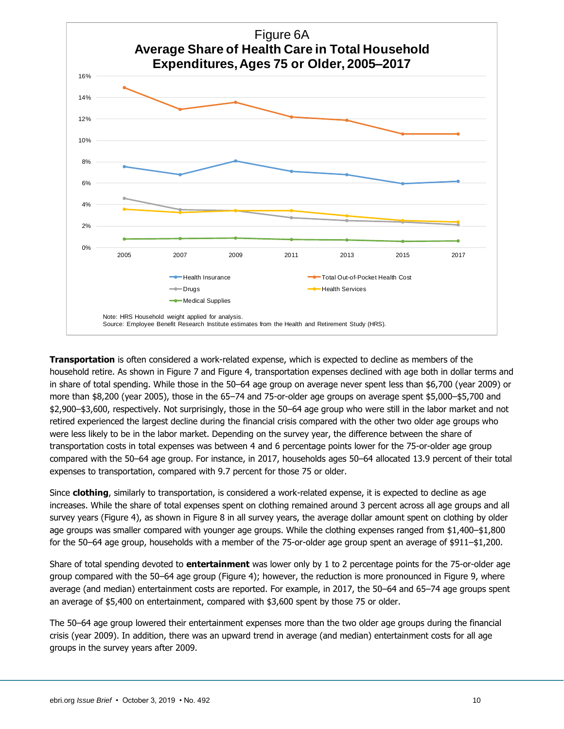Figure 6A
**Average Share of Health Care in Total Household Expenditures, Ages 75 or Older, 2005–2017**

Note: HRS Household weight applied for analysis.
Source: Employee Benefit Research Institute estimates from the Health and Retirement Study (HRS).

**Transportation** is often considered a work-related expense, which is expected to decline as members of the household retire. As shown in Figure 7 and Figure 4, transportation expenses declined with age both in dollar terms and in share of total spending. While those in the 50–64 age group on average never spent less than $6,700 (year 2009) or more than $8,200 (year 2005), those in the 65–74 and 75-or-older age groups on average spent $5,000–$5,700 and $2,900–$3,600, respectively. Not surprisingly, those in the 50–64 age group who were still in the labor market and not retired experienced the largest decline during the financial crisis compared with the other two older age groups who were less likely to be in the labor market. Depending on the survey year, the difference between the share of transportation costs in total expenses was between 4 and 6 percentage points lower for the 75-or-older age group compared with the 50–64 age group. For instance, in 2017, households ages 50–64 allocated 13.9 percent of their total expenses to transportation, compared with 9.7 percent for those 75 or older.

Since **clothing**, similarly to transportation, is considered a work-related expense, it is expected to decline as age increases. While the share of total expenses spent on clothing remained around 3 percent across all age groups and all survey years (Figure 4), as shown in Figure 8 in all survey years, the average dollar amount spent on clothing by older age groups was smaller compared with younger age groups. While the clothing expenses ranged from $1,400–$1,800 for the 50–64 age group, households with a member of the 75-or-older age group spent an average of $911–$1,200.

Share of total spending devoted to **entertainment** was lower only by 1 to 2 percentage points for the 75-or-older age group compared with the 50–64 age group (Figure 4); however, the reduction is more pronounced in Figure 9, where average (and median) entertainment costs are reported. For example, in 2017, the 50–64 and 65–74 age groups spent an average of $5,400 on entertainment, compared with $3,600 spent by those 75 or older.

The 50–64 age group lowered their entertainment expenses more than the two older age groups during the financial crisis (year 2009). In addition, there was an upward trend in average (and median) entertainment costs for all age groups in the survey years after 2009.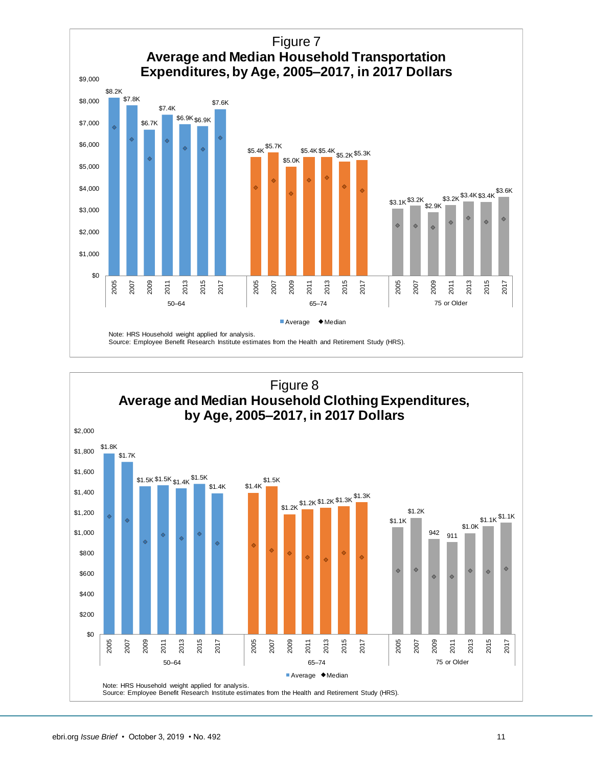# Figure 7
## Average and Median Household Transportation Expenditures, by Age, 2005–2017, in 2017 Dollars

| Age | Year | Average |
|---|---|---|
| 50–64 | 2005 | $8.2K |
| 50–64 | 2007 | $7.8K |
| 50–64 | 2009 | $6.7K |
| 50–64 | 2011 | $7.4K |
| 50–64 | 2013 | $6.9K |
| 50–64 | 2015 | $6.9K |
| 50–64 | 2017 | $7.6K |
| 65–74 | 2005 | $5.4K |
| 65–74 | 2007 | $5.7K |
| 65–74 | 2009 | $5.0K |
| 65–74 | 2011 | $5.4K |
| 65–74 | 2013 | $5.4K |
| 65–74 | 2015 | $5.2K |
| 65–74 | 2017 | $5.3K |
| 75 or Older | 2005 | $3.1K |
| 75 or Older | 2007 | $3.2K |
| 75 or Older | 2009 | $2.9K |
| 75 or Older | 2011 | $3.2K |
| 75 or Older | 2013 | $3.4K |
| 75 or Older | 2015 | $3.4K |
| 75 or Older | 2017 | $3.6K |

■ Average ◆ Median

Note: HRS Household weight applied for analysis.
Source: Employee Benefit Research Institute estimates from the Health and Retirement Study (HRS).

# Figure 8
## Average and Median Household Clothing Expenditures, by Age, 2005–2017, in 2017 Dollars

| Age | Year | Average |
|---|---|---|
| 50–64 | 2005 | $1.8K |
| 50–64 | 2007 | $1.7K |
| 50–64 | 2009 | $1.5K |
| 50–64 | 2011 | $1.5K |
| 50–64 | 2013 | $1.4K |
| 50–64 | 2015 | $1.5K |
| 50–64 | 2017 | $1.4K |
| 65–74 | 2005 | $1.4K |
| 65–74 | 2007 | $1.5K |
| 65–74 | 2009 | $1.2K |
| 65–74 | 2011 | $1.2K |
| 65–74 | 2013 | $1.2K |
| 65–74 | 2015 | $1.3K |
| 65–74 | 2017 | $1.3K |
| 75 or Older | 2005 | $1.1K |
| 75 or Older | 2007 | $1.2K |
| 75 or Older | 2009 | 942 |
| 75 or Older | 2011 | 911 |
| 75 or Older | 2013 | $1.0K |
| 75 or Older | 2015 | $1.1K |
| 75 or Older | 2017 | $1.1K |

■ Average ◆ Median

Note: HRS Household weight applied for analysis.
Source: Employee Benefit Research Institute estimates from the Health and Retirement Study (HRS).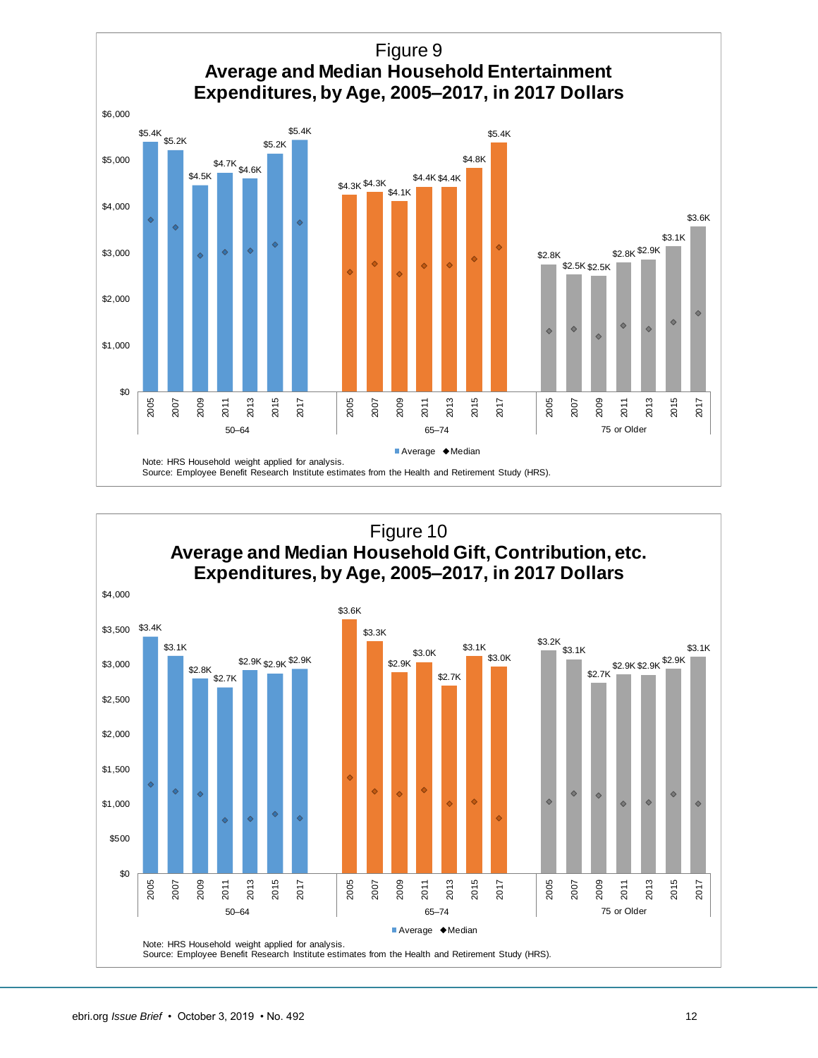## Figure 9
### Average and Median Household Entertainment Expenditures, by Age, 2005–2017, in 2017 Dollars

| Age | Year | Average |
|---|---|---|
| 50–64 | 2005 | $5.4K |
| 50–64 | 2007 | $5.2K |
| 50–64 | 2009 | $4.5K |
| 50–64 | 2011 | $4.7K |
| 50–64 | 2013 | $4.6K |
| 50–64 | 2015 | $5.2K |
| 50–64 | 2017 | $5.4K |
| 65–74 | 2005 | $4.3K |
| 65–74 | 2007 | $4.3K |
| 65–74 | 2009 | $4.1K |
| 65–74 | 2011 | $4.4K |
| 65–74 | 2013 | $4.4K |
| 65–74 | 2015 | $4.8K |
| 65–74 | 2017 | $5.4K |
| 75 or Older | 2005 | $2.8K |
| 75 or Older | 2007 | $2.5K |
| 75 or Older | 2009 | $2.5K |
| 75 or Older | 2011 | $2.8K |
| 75 or Older | 2013 | $2.9K |
| 75 or Older | 2015 | $3.1K |
| 75 or Older | 2017 | $3.6K |

■ Average ◆ Median

Note: HRS Household weight applied for analysis.
Source: Employee Benefit Research Institute estimates from the Health and Retirement Study (HRS).

## Figure 10
### Average and Median Household Gift, Contribution, etc. Expenditures, by Age, 2005–2017, in 2017 Dollars

| Age | Year | Average |
|---|---|---|
| 50–64 | 2005 | $3.4K |
| 50–64 | 2007 | $3.1K |
| 50–64 | 2009 | $2.8K |
| 50–64 | 2011 | $2.7K |
| 50–64 | 2013 | $2.9K |
| 50–64 | 2015 | $2.9K |
| 50–64 | 2017 | $2.9K |
| 65–74 | 2005 | $3.6K |
| 65–74 | 2007 | $3.3K |
| 65–74 | 2009 | $2.9K |
| 65–74 | 2011 | $3.0K |
| 65–74 | 2013 | $2.7K |
| 65–74 | 2015 | $3.1K |
| 65–74 | 2017 | $3.0K |
| 75 or Older | 2005 | $3.2K |
| 75 or Older | 2007 | $3.1K |
| 75 or Older | 2009 | $2.7K |
| 75 or Older | 2011 | $2.9K |
| 75 or Older | 2013 | $2.9K |
| 75 or Older | 2015 | $2.9K |
| 75 or Older | 2017 | $3.1K |

■ Average ◆ Median

Note: HRS Household weight applied for analysis.
Source: Employee Benefit Research Institute estimates from the Health and Retirement Study (HRS).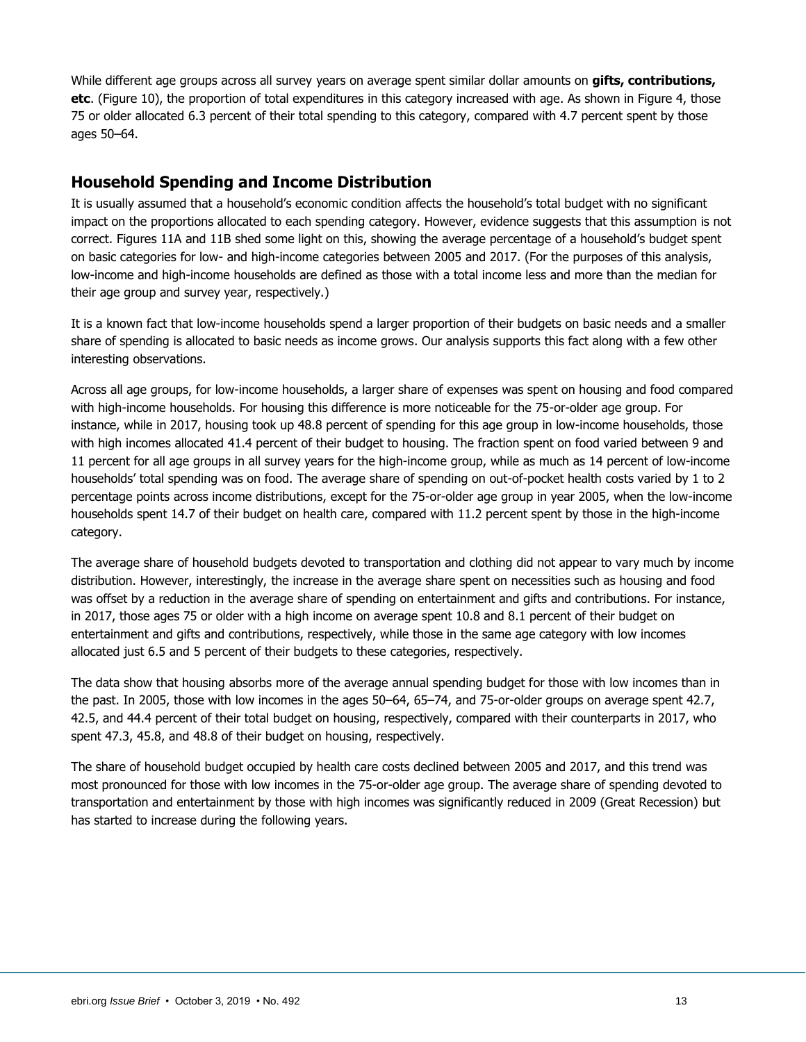While different age groups across all survey years on average spent similar dollar amounts on **gifts, contributions, etc**. (Figure 10), the proportion of total expenditures in this category increased with age. As shown in Figure 4, those 75 or older allocated 6.3 percent of their total spending to this category, compared with 4.7 percent spent by those ages 50–64.

## Household Spending and Income Distribution

It is usually assumed that a household's economic condition affects the household's total budget with no significant impact on the proportions allocated to each spending category. However, evidence suggests that this assumption is not correct. Figures 11A and 11B shed some light on this, showing the average percentage of a household's budget spent on basic categories for low- and high-income categories between 2005 and 2017. (For the purposes of this analysis, low-income and high-income households are defined as those with a total income less and more than the median for their age group and survey year, respectively.)

It is a known fact that low-income households spend a larger proportion of their budgets on basic needs and a smaller share of spending is allocated to basic needs as income grows. Our analysis supports this fact along with a few other interesting observations.

Across all age groups, for low-income households, a larger share of expenses was spent on housing and food compared with high-income households. For housing this difference is more noticeable for the 75-or-older age group. For instance, while in 2017, housing took up 48.8 percent of spending for this age group in low-income households, those with high incomes allocated 41.4 percent of their budget to housing. The fraction spent on food varied between 9 and 11 percent for all age groups in all survey years for the high-income group, while as much as 14 percent of low-income households' total spending was on food. The average share of spending on out-of-pocket health costs varied by 1 to 2 percentage points across income distributions, except for the 75-or-older age group in year 2005, when the low-income households spent 14.7 of their budget on health care, compared with 11.2 percent spent by those in the high-income category.

The average share of household budgets devoted to transportation and clothing did not appear to vary much by income distribution. However, interestingly, the increase in the average share spent on necessities such as housing and food was offset by a reduction in the average share of spending on entertainment and gifts and contributions. For instance, in 2017, those ages 75 or older with a high income on average spent 10.8 and 8.1 percent of their budget on entertainment and gifts and contributions, respectively, while those in the same age category with low incomes allocated just 6.5 and 5 percent of their budgets to these categories, respectively.

The data show that housing absorbs more of the average annual spending budget for those with low incomes than in the past. In 2005, those with low incomes in the ages 50–64, 65–74, and 75-or-older groups on average spent 42.7, 42.5, and 44.4 percent of their total budget on housing, respectively, compared with their counterparts in 2017, who spent 47.3, 45.8, and 48.8 of their budget on housing, respectively.

The share of household budget occupied by health care costs declined between 2005 and 2017, and this trend was most pronounced for those with low incomes in the 75-or-older age group. The average share of spending devoted to transportation and entertainment by those with high incomes was significantly reduced in 2009 (Great Recession) but has started to increase during the following years.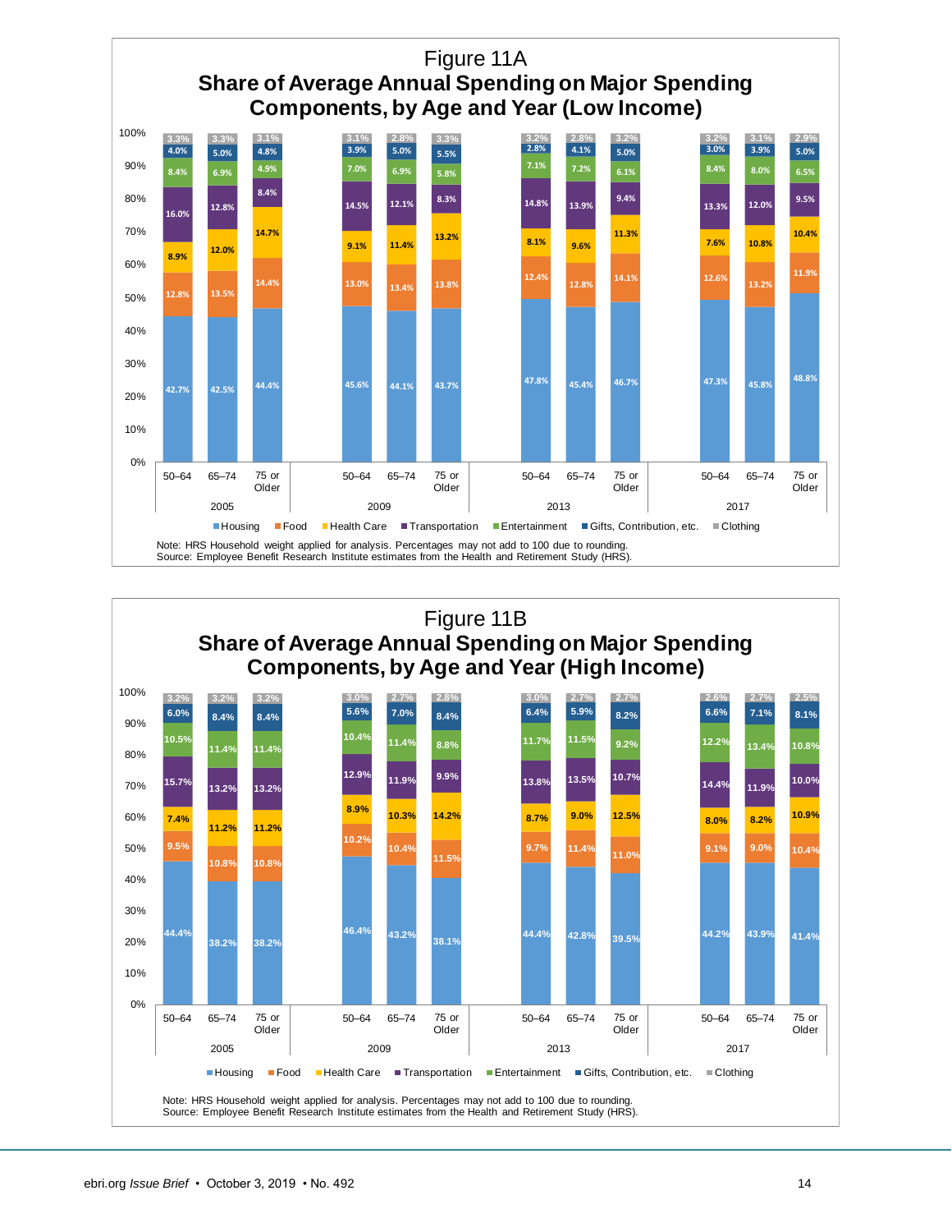## Figure 11A
### Share of Average Annual Spending on Major Spending Components, by Age and Year (Low Income)

| Year | Age | Housing | Food | Health Care | Transportation | Entertainment | Gifts, Contribution, etc. | Clothing |
|---|---|---|---|---|---|---|---|---|
| 2005 | 50–64 | 42.7% | 12.8% | 8.9% | 16.0% | 8.4% | 4.0% | 3.3% |
| 2005 | 65–74 | 42.5% | 13.5% | 12.0% | 12.8% | 6.9% | 5.0% | 3.3% |
| 2005 | 75 or Older | 44.4% | 14.4% | 14.7% | 8.4% | 4.9% | 4.8% | 3.1% |
| 2009 | 50–64 | 45.6% | 13.0% | 9.1% | 14.5% | 7.0% | 3.9% | 3.1% |
| 2009 | 65–74 | 44.1% | 13.4% | 11.4% | 12.1% | 6.9% | 5.0% | 2.8% |
| 2009 | 75 or Older | 43.7% | 13.8% | 13.2% | 8.3% | 5.8% | 5.5% | 3.3% |
| 2013 | 50–64 | 47.8% | 12.4% | 8.1% | 14.8% | 7.1% | 2.8% | 3.2% |
| 2013 | 65–74 | 45.4% | 12.8% | 9.6% | 13.9% | 7.2% | 4.1% | 2.8% |
| 2013 | 75 or Older | 46.7% | 14.1% | 11.3% | 9.4% | 6.1% | 5.0% | 3.2% |
| 2017 | 50–64 | 47.3% | 12.6% | 7.6% | 13.3% | 8.4% | 3.0% | 3.2% |
| 2017 | 65–74 | 45.8% | 13.2% | 10.8% | 12.0% | 8.0% | 3.9% | 3.1% |
| 2017 | 75 or Older | 48.8% | 11.9% | 10.4% | 9.5% | 6.5% | 5.0% | 2.9% |

Note: HRS Household weight applied for analysis. Percentages may not add to 100 due to rounding.
Source: Employee Benefit Research Institute estimates from the Health and Retirement Study (HRS).

## Figure 11B
### Share of Average Annual Spending on Major Spending Components, by Age and Year (High Income)

| Year | Age | Housing | Food | Health Care | Transportation | Entertainment | Gifts, Contribution, etc. | Clothing |
|---|---|---|---|---|---|---|---|---|
| 2005 | 50–64 | 44.4% | 9.5% | 7.4% | 15.7% | 10.5% | 6.0% | 3.2% |
| 2005 | 65–74 | 38.2% | 10.8% | 11.2% | 13.2% | 11.4% | 8.4% | 3.2% |
| 2005 | 75 or Older | 38.2% | 10.8% | 11.2% | 13.2% | 11.4% | 8.4% | 3.2% |
| 2009 | 50–64 | 46.4% | 10.2% | 8.9% | 12.9% | 10.4% | 5.6% | 3.0% |
| 2009 | 65–74 | 43.2% | 10.4% | 10.3% | 11.9% | 11.4% | 7.0% | 2.7% |
| 2009 | 75 or Older | 38.1% | 11.5% | 14.2% | 9.9% | 8.8% | 8.4% | 2.8% |
| 2013 | 50–64 | 44.4% | 9.7% | 8.7% | 13.8% | 11.7% | 6.4% | 3.0% |
| 2013 | 65–74 | 42.8% | 11.4% | 9.0% | 13.5% | 11.5% | 5.9% | 2.7% |
| 2013 | 75 or Older | 39.5% | 11.0% | 12.5% | 10.7% | 9.2% | 8.2% | 2.7% |
| 2017 | 50–64 | 44.2% | 9.1% | 8.0% | 14.4% | 12.2% | 6.6% | 2.6% |
| 2017 | 65–74 | 43.9% | 9.0% | 8.2% | 11.9% | 13.4% | 7.1% | 2.7% |
| 2017 | 75 or Older | 41.4% | 10.4% | 10.9% | 10.0% | 10.8% | 8.1% | 2.5% |

Note: HRS Household weight applied for analysis. Percentages may not add to 100 due to rounding.
Source: Employee Benefit Research Institute estimates from the Health and Retirement Study (HRS).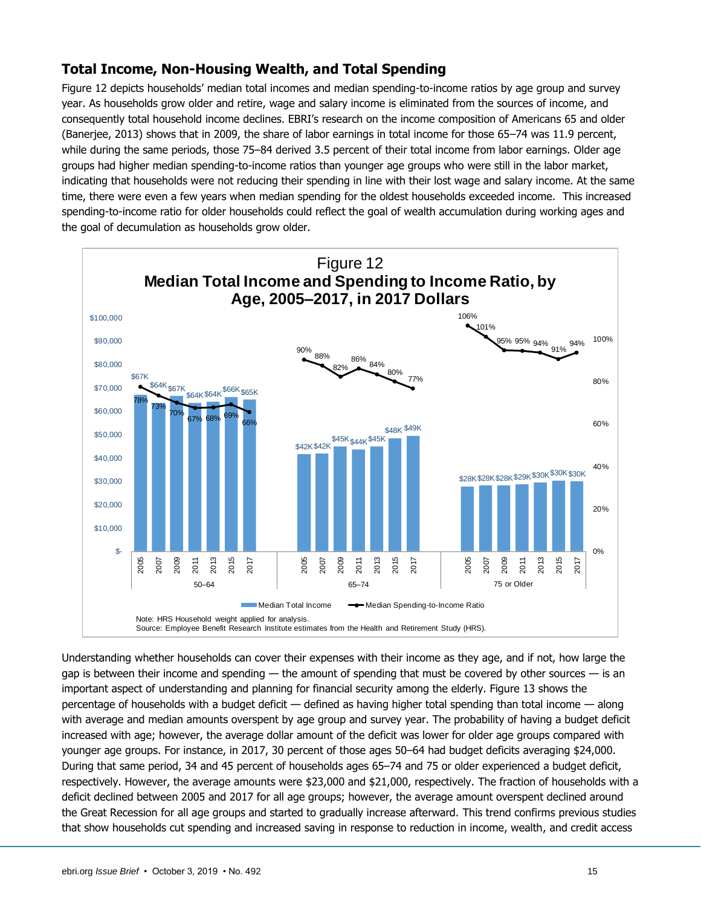## Total Income, Non-Housing Wealth, and Total Spending

Figure 12 depicts households' median total incomes and median spending-to-income ratios by age group and survey year. As households grow older and retire, wage and salary income is eliminated from the sources of income, and consequently total household income declines. EBRI's research on the income composition of Americans 65 and older (Banerjee, 2013) shows that in 2009, the share of labor earnings in total income for those 65–74 was 11.9 percent, while during the same periods, those 75–84 derived 3.5 percent of their total income from labor earnings. Older age groups had higher median spending-to-income ratios than younger age groups who were still in the labor market, indicating that households were not reducing their spending in line with their lost wage and salary income. At the same time, there were even a few years when median spending for the oldest households exceeded income. This increased spending-to-income ratio for older households could reflect the goal of wealth accumulation during working ages and the goal of decumulation as households grow older.

**Figure 12**
**Median Total Income and Spending to Income Ratio, by Age, 2005–2017, in 2017 Dollars**

| Age | Year | Median Total Income | Median Spending-to-Income Ratio |
|---|---|---|---|
| 50–64 | 2005 | $67K | 78% |
| | 2007 | $64K | 73% |
| | 2009 | $67K | 70% |
| | 2011 | $64K | 67% |
| | 2013 | $64K | 68% |
| | 2015 | $66K | 69% |
| | 2017 | $65K | 66% |
| 65–74 | 2005 | $42K | 90% |
| | 2007 | $42K | 88% |
| | 2009 | $45K | 82% |
| | 2011 | $44K | 86% |
| | 2013 | $45K | 84% |
| | 2015 | $48K | 80% |
| | 2017 | $49K | 77% |
| 75 or Older | 2005 | $28K | 106% |
| | 2007 | $28K | 101% |
| | 2009 | $28K | 95% |
| | 2011 | $29K | 95% |
| | 2013 | $30K | 94% |
| | 2015 | $30K | 91% |
| | 2017 | $30K | 94% |

Note: HRS Household weight applied for analysis.
Source: Employee Benefit Research Institute estimates from the Health and Retirement Study (HRS).

Understanding whether households can cover their expenses with their income as they age, and if not, how large the gap is between their income and spending — the amount of spending that must be covered by other sources — is an important aspect of understanding and planning for financial security among the elderly. Figure 13 shows the percentage of households with a budget deficit — defined as having higher total spending than total income — along with average and median amounts overspent by age group and survey year. The probability of having a budget deficit increased with age; however, the average dollar amount of the deficit was lower for older age groups compared with younger age groups. For instance, in 2017, 30 percent of those ages 50–64 had budget deficits averaging $24,000. During that same period, 34 and 45 percent of households ages 65–74 and 75 or older experienced a budget deficit, respectively. However, the average amounts were $23,000 and $21,000, respectively. The fraction of households with a deficit declined between 2005 and 2017 for all age groups; however, the average amount overspent declined around the Great Recession for all age groups and started to gradually increase afterward. This trend confirms previous studies that show households cut spending and increased saving in response to reduction in income, wealth, and credit access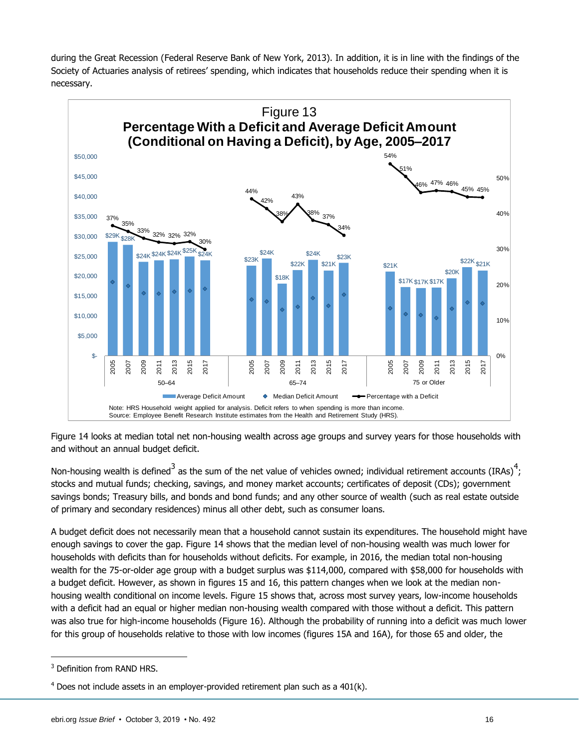during the Great Recession (Federal Reserve Bank of New York, 2013). In addition, it is in line with the findings of the Society of Actuaries analysis of retirees' spending, which indicates that households reduce their spending when it is necessary.

**Figure 13**

**Percentage With a Deficit and Average Deficit Amount (Conditional on Having a Deficit), by Age, 2005–2017**

| Age group | Year | Average Deficit Amount | Percentage with a Deficit |
|---|---|---|---|
| 50–64 | 2005 | $29K | 37% |
| 50–64 | 2007 | $28K | 35% |
| 50–64 | 2009 | $24K | 33% |
| 50–64 | 2011 | $24K | 32% |
| 50–64 | 2013 | $24K | 32% |
| 50–64 | 2015 | $25K | 32% |
| 50–64 | 2017 | $24K | 30% |
| 65–74 | 2005 | $23K | 44% |
| 65–74 | 2007 | $24K | 42% |
| 65–74 | 2009 | $18K | 38% |
| 65–74 | 2011 | $22K | 43% |
| 65–74 | 2013 | $24K | 38% |
| 65–74 | 2015 | $21K | 37% |
| 65–74 | 2017 | $23K | 34% |
| 75 or Older | 2005 | $21K | 54% |
| 75 or Older | 2007 | $17K | 51% |
| 75 or Older | 2009 | $17K | 46% |
| 75 or Older | 2011 | $17K | 47% |
| 75 or Older | 2013 | $20K | 46% |
| 75 or Older | 2015 | $22K | 45% |
| 75 or Older | 2017 | $21K | 45% |

Average Deficit Amount ◆ Median Deficit Amount — Percentage with a Deficit

Note: HRS Household weight applied for analysis. Deficit refers to when spending is more than income.
Source: Employee Benefit Research Institute estimates from the Health and Retirement Study (HRS).

Figure 14 looks at median total net non-housing wealth across age groups and survey years for those households with and without an annual budget deficit.

Non-housing wealth is defined[3] as the sum of the net value of vehicles owned; individual retirement accounts (IRAs)[4]; stocks and mutual funds; checking, savings, and money market accounts; certificates of deposit (CDs); government savings bonds; Treasury bills, and bonds and bond funds; and any other source of wealth (such as real estate outside of primary and secondary residences) minus all other debt, such as consumer loans.

A budget deficit does not necessarily mean that a household cannot sustain its expenditures. The household might have enough savings to cover the gap. Figure 14 shows that the median level of non-housing wealth was much lower for households with deficits than for households without deficits. For example, in 2016, the median total non-housing wealth for the 75-or-older age group with a budget surplus was $114,000, compared with $58,000 for households with a budget deficit. However, as shown in figures 15 and 16, this pattern changes when we look at the median non-housing wealth conditional on income levels. Figure 15 shows that, across most survey years, low-income households with a deficit had an equal or higher median non-housing wealth compared with those without a deficit. This pattern was also true for high-income households (Figure 16). Although the probability of running into a deficit was much lower for this group of households relative to those with low incomes (figures 15A and 16A), for those 65 and older, the

[3] Definition from RAND HRS.

[4] Does not include assets in an employer-provided retirement plan such as a 401(k).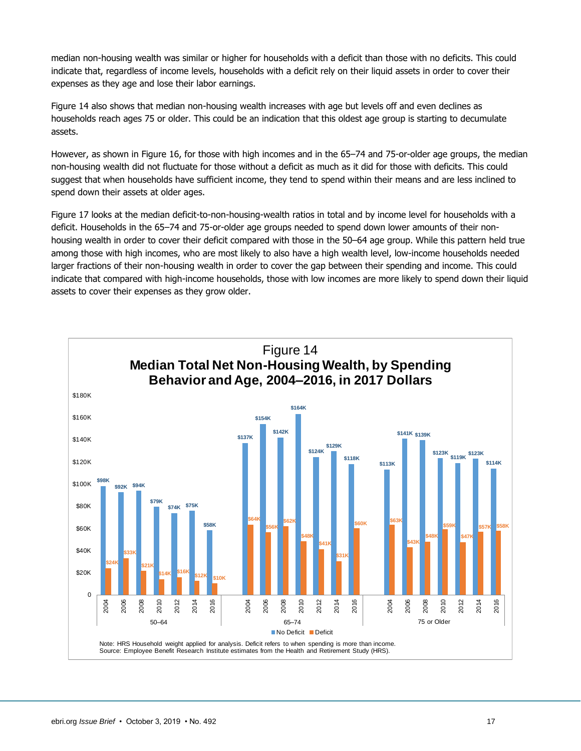median non-housing wealth was similar or higher for households with a deficit than those with no deficits. This could indicate that, regardless of income levels, households with a deficit rely on their liquid assets in order to cover their expenses as they age and lose their labor earnings.

Figure 14 also shows that median non-housing wealth increases with age but levels off and even declines as households reach ages 75 or older. This could be an indication that this oldest age group is starting to decumulate assets.

However, as shown in Figure 16, for those with high incomes and in the 65–74 and 75-or-older age groups, the median non-housing wealth did not fluctuate for those without a deficit as much as it did for those with deficits. This could suggest that when households have sufficient income, they tend to spend within their means and are less inclined to spend down their assets at older ages.

Figure 17 looks at the median deficit-to-non-housing-wealth ratios in total and by income level for households with a deficit. Households in the 65–74 and 75-or-older age groups needed to spend down lower amounts of their non-housing wealth in order to cover their deficit compared with those in the 50–64 age group. While this pattern held true among those with high incomes, who are most likely to also have a high wealth level, low-income households needed larger fractions of their non-housing wealth in order to cover the gap between their spending and income. This could indicate that compared with high-income households, those with low incomes are more likely to spend down their liquid assets to cover their expenses as they grow older.

Figure 14
**Median Total Net Non-Housing Wealth, by Spending Behavior and Age, 2004–2016, in 2017 Dollars**

| Age | Year | No Deficit | Deficit |
|---|---|---|---|
| 50–64 | 2004 | $98K | $24K |
| | 2006 | $92K | $33K |
| | 2008 | $94K | $21K |
| | 2010 | $79K | $14K |
| | 2012 | $74K | $16K |
| | 2014 | $75K | $12K |
| | 2016 | $58K | $10K |
| 65–74 | 2004 | $137K | $64K |
| | 2006 | $154K | $56K |
| | 2008 | $142K | $62K |
| | 2010 | $164K | $48K |
| | 2012 | $124K | $41K |
| | 2014 | $129K | $31K |
| | 2016 | $118K | $60K |
| 75 or Older | 2004 | $113K | $63K |
| | 2006 | $141K | $43K |
| | 2008 | $139K | $48K |
| | 2010 | $123K | $59K |
| | 2012 | $119K | $47K |
| | 2014 | $123K | $57K |
| | 2016 | $114K | $58K |

Note: HRS Household weight applied for analysis. Deficit refers to when spending is more than income.
Source: Employee Benefit Research Institute estimates from the Health and Retirement Study (HRS).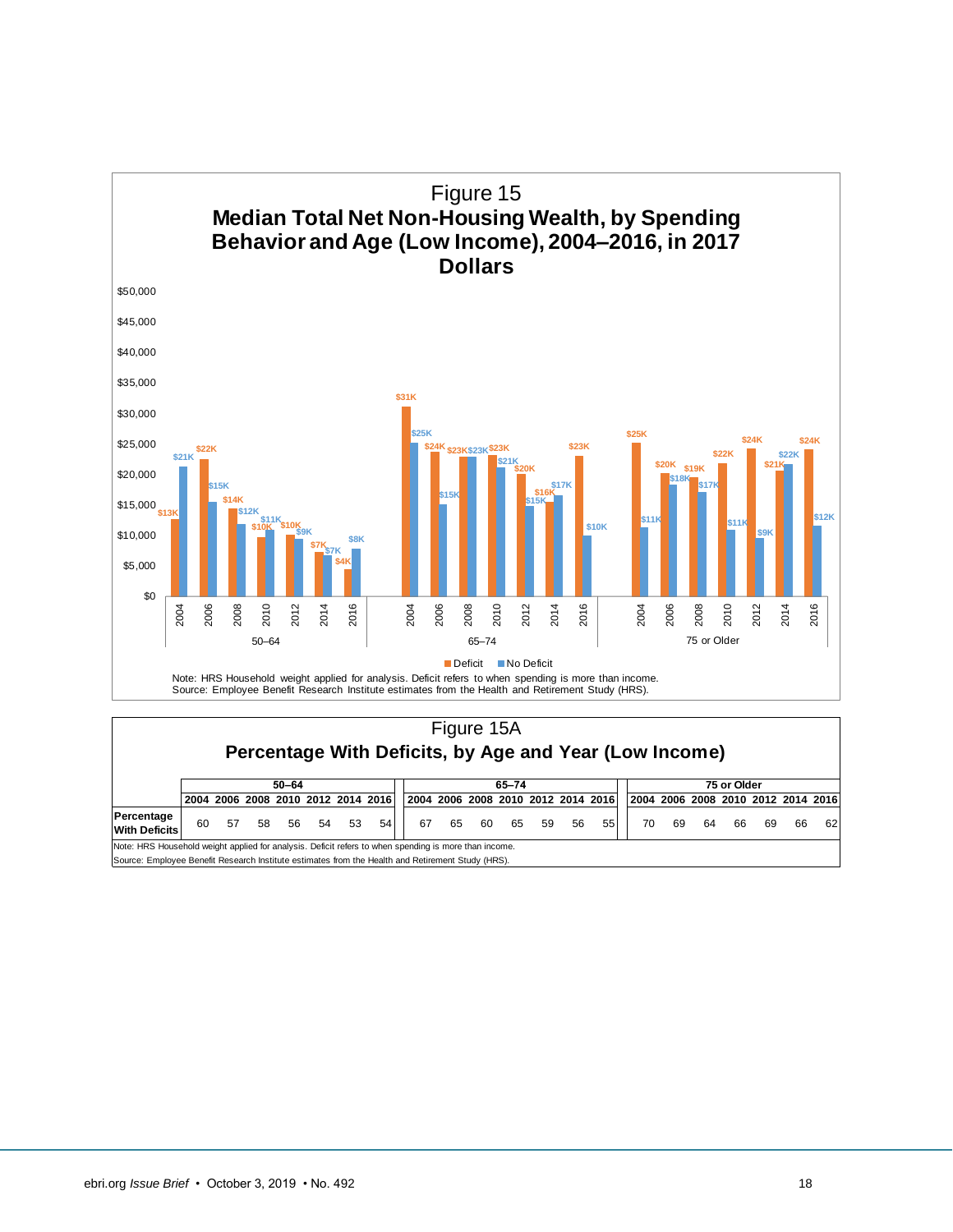Figure 15

**Median Total Net Non-Housing Wealth, by Spending Behavior and Age (Low Income), 2004–2016, in 2017 Dollars**

| Age | Year | Deficit | No Deficit |
|---|---|---|---|
| 50–64 | 2004 | $13K | $21K |
| 50–64 | 2006 | $22K | $15K |
| 50–64 | 2008 | $14K | $12K |
| 50–64 | 2010 | $10K | $11K |
| 50–64 | 2012 | $10K | $9K |
| 50–64 | 2014 | $7K | $7K |
| 50–64 | 2016 | $4K | $8K |
| 65–74 | 2004 | $31K | $25K |
| 65–74 | 2006 | $24K | $15K |
| 65–74 | 2008 | $23K | $23K |
| 65–74 | 2010 | $23K | $21K |
| 65–74 | 2012 | $20K | $15K |
| 65–74 | 2014 | $16K | $17K |
| 65–74 | 2016 | $23K | $10K |
| 75 or Older | 2004 | $25K | $11K |
| 75 or Older | 2006 | $20K | $18K |
| 75 or Older | 2008 | $19K | $17K |
| 75 or Older | 2010 | $22K | $11K |
| 75 or Older | 2012 | $24K | $9K |
| 75 or Older | 2014 | $21K | $22K |
| 75 or Older | 2016 | $24K | $12K |

Note: HRS Household weight applied for analysis. Deficit refers to when spending is more than income.
Source: Employee Benefit Research Institute estimates from the Health and Retirement Study (HRS).

Figure 15A

**Percentage With Deficits, by Age and Year (Low Income)**

| | 50–64 | | | | | | | 65–74 | | | | | | | 75 or Older | | | | | | |
|---|---|---|---|---|---|---|---|---|---|---|---|---|---|---|---|---|---|---|---|---|---|
| | 2004 | 2006 | 2008 | 2010 | 2012 | 2014 | 2016 | 2004 | 2006 | 2008 | 2010 | 2012 | 2014 | 2016 | 2004 | 2006 | 2008 | 2010 | 2012 | 2014 | 2016 |
| **Percentage With Deficits** | 60 | 57 | 58 | 56 | 54 | 53 | 54 | 67 | 65 | 60 | 65 | 59 | 56 | 55 | 70 | 69 | 64 | 66 | 69 | 66 | 62 |

Note: HRS Household weight applied for analysis. Deficit refers to when spending is more than income.
Source: Employee Benefit Research Institute estimates from the Health and Retirement Study (HRS).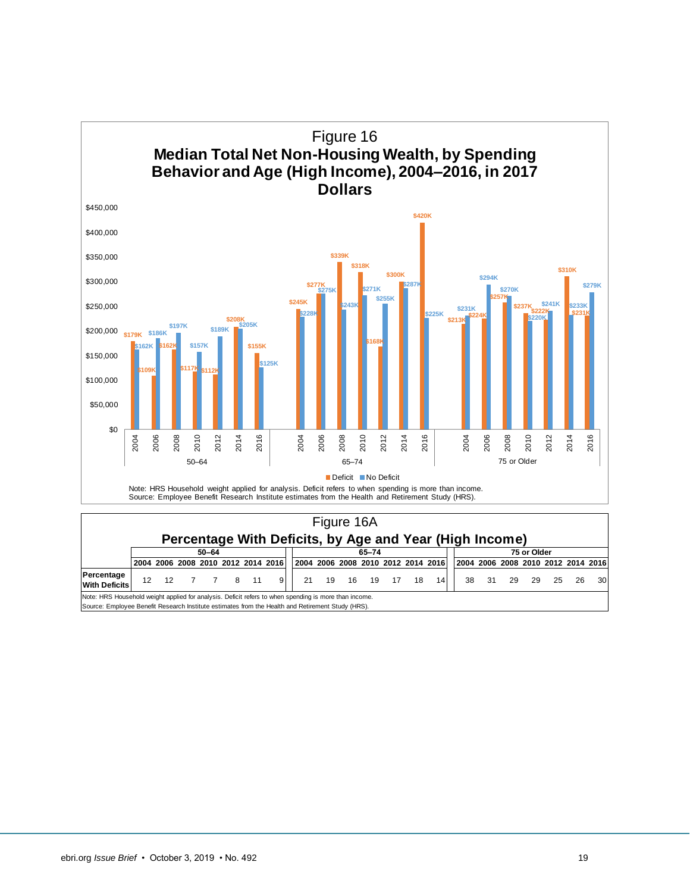Figure 16

**Median Total Net Non-Housing Wealth, by Spending Behavior and Age (High Income), 2004–2016, in 2017 Dollars**

| Age | Year | Deficit | No Deficit |
|---|---|---|---|
| 50–64 | 2004 | $179K | $162K |
| 50–64 | 2006 | $109K | $186K |
| 50–64 | 2008 | $162K | $197K |
| 50–64 | 2010 | $117K | $157K |
| 50–64 | 2012 | $112K | $189K |
| 50–64 | 2014 | $208K | $205K |
| 50–64 | 2016 | $155K | $125K |
| 65–74 | 2004 | $245K | $228K |
| 65–74 | 2006 | $277K | $275K |
| 65–74 | 2008 | $339K | $243K |
| 65–74 | 2010 | $318K | $271K |
| 65–74 | 2012 | $168K | $255K |
| 65–74 | 2014 | $300K | $287K |
| 65–74 | 2016 | $420K | $225K |
| 75 or Older | 2004 | $213K | $231K |
| 75 or Older | 2006 | $224K | $294K |
| 75 or Older | 2008 | $257K | $270K |
| 75 or Older | 2010 | $237K | $220K |
| 75 or Older | 2012 | $222K | $241K |
| 75 or Older | 2014 | $310K | $233K |
| 75 or Older | 2016 | $231K | $279K |

Note: HRS Household weight applied for analysis. Deficit refers to when spending is more than income.
Source: Employee Benefit Research Institute estimates from the Health and Retirement Study (HRS).

Figure 16A

**Percentage With Deficits, by Age and Year (High Income)**

| | 50–64 | | | | | | | 65–74 | | | | | | | 75 or Older | | | | | | |
|---|---|---|---|---|---|---|---|---|---|---|---|---|---|---|---|---|---|---|---|---|---|
| | 2004 | 2006 | 2008 | 2010 | 2012 | 2014 | 2016 | 2004 | 2006 | 2008 | 2010 | 2012 | 2014 | 2016 | 2004 | 2006 | 2008 | 2010 | 2012 | 2014 | 2016 |
| **Percentage With Deficits** | 12 | 12 | 7 | 7 | 8 | 11 | 9 | 21 | 19 | 16 | 19 | 17 | 18 | 14 | 38 | 31 | 29 | 29 | 25 | 26 | 30 |

Note: HRS Household weight applied for analysis. Deficit refers to when spending is more than income.
Source: Employee Benefit Research Institute estimates from the Health and Retirement Study (HRS).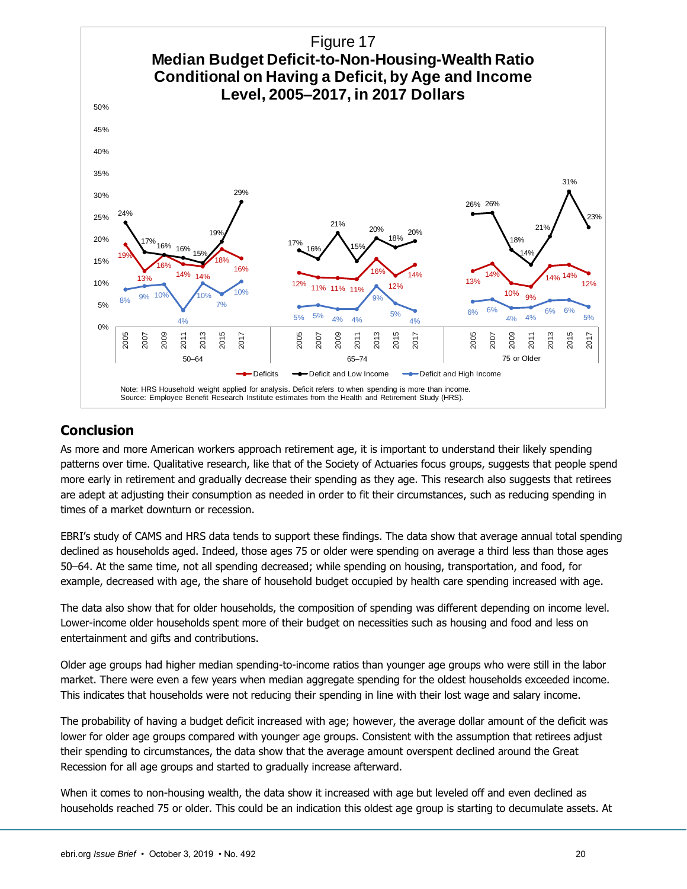Figure 17
**Median Budget Deficit-to-Non-Housing-Wealth Ratio Conditional on Having a Deficit, by Age and Income Level, 2005–2017, in 2017 Dollars**

| Age group | Series | 2005 | 2007 | 2009 | 2011 | 2013 | 2015 | 2017 |
|---|---|---|---|---|---|---|---|---|
| 50–64 | Deficits | 19% | 13% | 16% | 14% | 14% | 18% | 16% |
| 50–64 | Deficit and Low Income | 24% | 17% | 16% | 16% | 15% | 19% | 29% |
| 50–64 | Deficit and High Income | 8% | 9% | 10% | 4% | 10% | 7% | 10% |
| 65–74 | Deficits | 12% | 11% | 11% | 11% | 16% | 12% | 14% |
| 65–74 | Deficit and Low Income | 17% | 16% | 21% | 15% | 20% | 18% | 20% |
| 65–74 | Deficit and High Income | 5% | 5% | 4% | 4% | 9% | 5% | 4% |
| 75 or Older | Deficits | 13% | 14% | 10% | 9% | 14% | 14% | 12% |
| 75 or Older | Deficit and Low Income | 26% | 26% | 18% | 14% | 21% | 31% | 23% |
| 75 or Older | Deficit and High Income | 6% | 6% | 4% | 4% | 6% | 6% | 5% |

Note: HRS Household weight applied for analysis. Deficit refers to when spending is more than income.
Source: Employee Benefit Research Institute estimates from the Health and Retirement Study (HRS).

## Conclusion

As more and more American workers approach retirement age, it is important to understand their likely spending patterns over time. Qualitative research, like that of the Society of Actuaries focus groups, suggests that people spend more early in retirement and gradually decrease their spending as they age. This research also suggests that retirees are adept at adjusting their consumption as needed in order to fit their circumstances, such as reducing spending in times of a market downturn or recession.

EBRI's study of CAMS and HRS data tends to support these findings. The data show that average annual total spending declined as households aged. Indeed, those ages 75 or older were spending on average a third less than those ages 50–64. At the same time, not all spending decreased; while spending on housing, transportation, and food, for example, decreased with age, the share of household budget occupied by health care spending increased with age.

The data also show that for older households, the composition of spending was different depending on income level. Lower-income older households spent more of their budget on necessities such as housing and food and less on entertainment and gifts and contributions.

Older age groups had higher median spending-to-income ratios than younger age groups who were still in the labor market. There were even a few years when median aggregate spending for the oldest households exceeded income. This indicates that households were not reducing their spending in line with their lost wage and salary income.

The probability of having a budget deficit increased with age; however, the average dollar amount of the deficit was lower for older age groups compared with younger age groups. Consistent with the assumption that retirees adjust their spending to circumstances, the data show that the average amount overspent declined around the Great Recession for all age groups and started to gradually increase afterward.

When it comes to non-housing wealth, the data show it increased with age but leveled off and even declined as households reached 75 or older. This could be an indication this oldest age group is starting to decumulate assets. At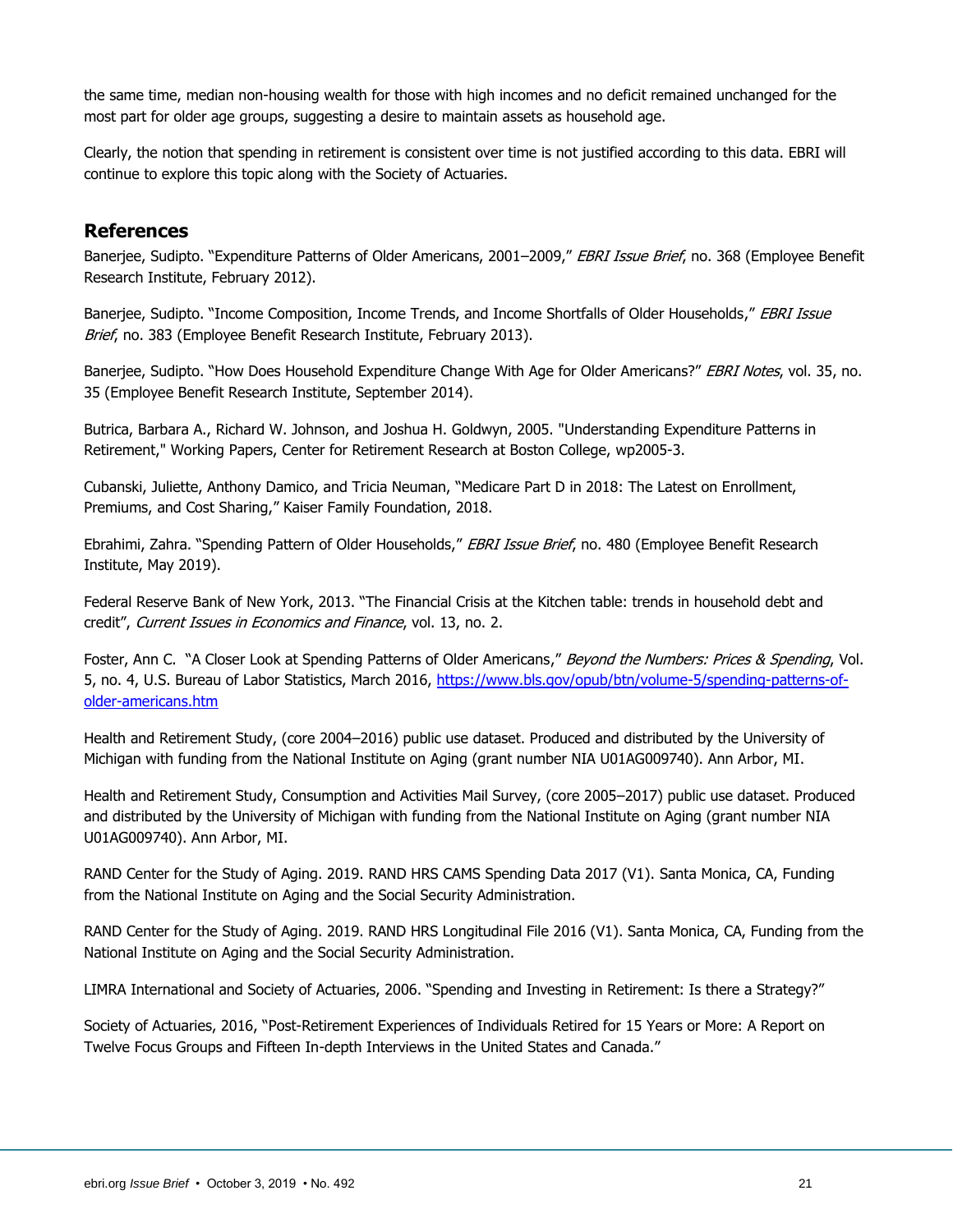the same time, median non-housing wealth for those with high incomes and no deficit remained unchanged for the most part for older age groups, suggesting a desire to maintain assets as household age.

Clearly, the notion that spending in retirement is consistent over time is not justified according to this data. EBRI will continue to explore this topic along with the Society of Actuaries.

## References

Banerjee, Sudipto. "Expenditure Patterns of Older Americans, 2001–2009," *EBRI Issue Brief*, no. 368 (Employee Benefit Research Institute, February 2012).

Banerjee, Sudipto. "Income Composition, Income Trends, and Income Shortfalls of Older Households," *EBRI Issue Brief*, no. 383 (Employee Benefit Research Institute, February 2013).

Banerjee, Sudipto. "How Does Household Expenditure Change With Age for Older Americans?" *EBRI Notes*, vol. 35, no. 35 (Employee Benefit Research Institute, September 2014).

Butrica, Barbara A., Richard W. Johnson, and Joshua H. Goldwyn, 2005. "Understanding Expenditure Patterns in Retirement," Working Papers, Center for Retirement Research at Boston College, wp2005-3.

Cubanski, Juliette, Anthony Damico, and Tricia Neuman, "Medicare Part D in 2018: The Latest on Enrollment, Premiums, and Cost Sharing," Kaiser Family Foundation, 2018.

Ebrahimi, Zahra. "Spending Pattern of Older Households," *EBRI Issue Brief*, no. 480 (Employee Benefit Research Institute, May 2019).

Federal Reserve Bank of New York, 2013. "The Financial Crisis at the Kitchen table: trends in household debt and credit", *Current Issues in Economics and Finance*, vol. 13, no. 2.

Foster, Ann C. "A Closer Look at Spending Patterns of Older Americans," *Beyond the Numbers: Prices & Spending*, Vol. 5, no. 4, U.S. Bureau of Labor Statistics, March 2016, https://www.bls.gov/opub/btn/volume-5/spending-patterns-of-older-americans.htm

Health and Retirement Study, (core 2004–2016) public use dataset. Produced and distributed by the University of Michigan with funding from the National Institute on Aging (grant number NIA U01AG009740). Ann Arbor, MI.

Health and Retirement Study, Consumption and Activities Mail Survey, (core 2005–2017) public use dataset. Produced and distributed by the University of Michigan with funding from the National Institute on Aging (grant number NIA U01AG009740). Ann Arbor, MI.

RAND Center for the Study of Aging. 2019. RAND HRS CAMS Spending Data 2017 (V1). Santa Monica, CA, Funding from the National Institute on Aging and the Social Security Administration.

RAND Center for the Study of Aging. 2019. RAND HRS Longitudinal File 2016 (V1). Santa Monica, CA, Funding from the National Institute on Aging and the Social Security Administration.

LIMRA International and Society of Actuaries, 2006. "Spending and Investing in Retirement: Is there a Strategy?"

Society of Actuaries, 2016, "Post-Retirement Experiences of Individuals Retired for 15 Years or More: A Report on Twelve Focus Groups and Fifteen In-depth Interviews in the United States and Canada."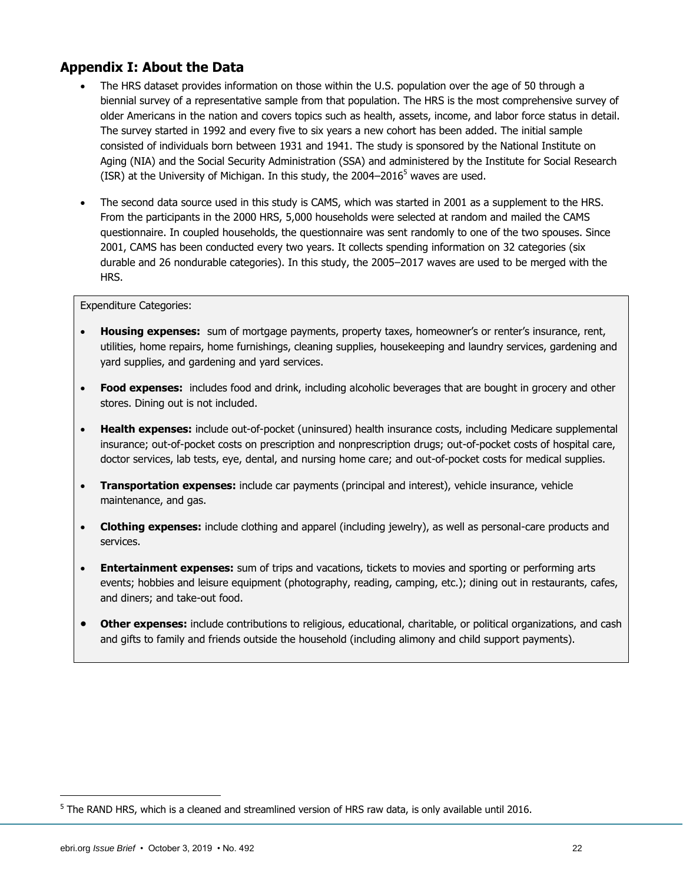## Appendix I: About the Data

- The HRS dataset provides information on those within the U.S. population over the age of 50 through a biennial survey of a representative sample from that population. The HRS is the most comprehensive survey of older Americans in the nation and covers topics such as health, assets, income, and labor force status in detail. The survey started in 1992 and every five to six years a new cohort has been added. The initial sample consisted of individuals born between 1931 and 1941. The study is sponsored by the National Institute on Aging (NIA) and the Social Security Administration (SSA) and administered by the Institute for Social Research (ISR) at the University of Michigan. In this study, the 2004–2016[5] waves are used.

- The second data source used in this study is CAMS, which was started in 2001 as a supplement to the HRS. From the participants in the 2000 HRS, 5,000 households were selected at random and mailed the CAMS questionnaire. In coupled households, the questionnaire was sent randomly to one of the two spouses. Since 2001, CAMS has been conducted every two years. It collects spending information on 32 categories (six durable and 26 nondurable categories). In this study, the 2005–2017 waves are used to be merged with the HRS.

Expenditure Categories:

- **Housing expenses:** sum of mortgage payments, property taxes, homeowner's or renter's insurance, rent, utilities, home repairs, home furnishings, cleaning supplies, housekeeping and laundry services, gardening and yard supplies, and gardening and yard services.
- **Food expenses:** includes food and drink, including alcoholic beverages that are bought in grocery and other stores. Dining out is not included.
- **Health expenses:** include out-of-pocket (uninsured) health insurance costs, including Medicare supplemental insurance; out-of-pocket costs on prescription and nonprescription drugs; out-of-pocket costs of hospital care, doctor services, lab tests, eye, dental, and nursing home care; and out-of-pocket costs for medical supplies.
- **Transportation expenses:** include car payments (principal and interest), vehicle insurance, vehicle maintenance, and gas.
- **Clothing expenses:** include clothing and apparel (including jewelry), as well as personal-care products and services.
- **Entertainment expenses:** sum of trips and vacations, tickets to movies and sporting or performing arts events; hobbies and leisure equipment (photography, reading, camping, etc.); dining out in restaurants, cafes, and diners; and take-out food.
- **Other expenses:** include contributions to religious, educational, charitable, or political organizations, and cash and gifts to family and friends outside the household (including alimony and child support payments).

[5] The RAND HRS, which is a cleaned and streamlined version of HRS raw data, is only available until 2016.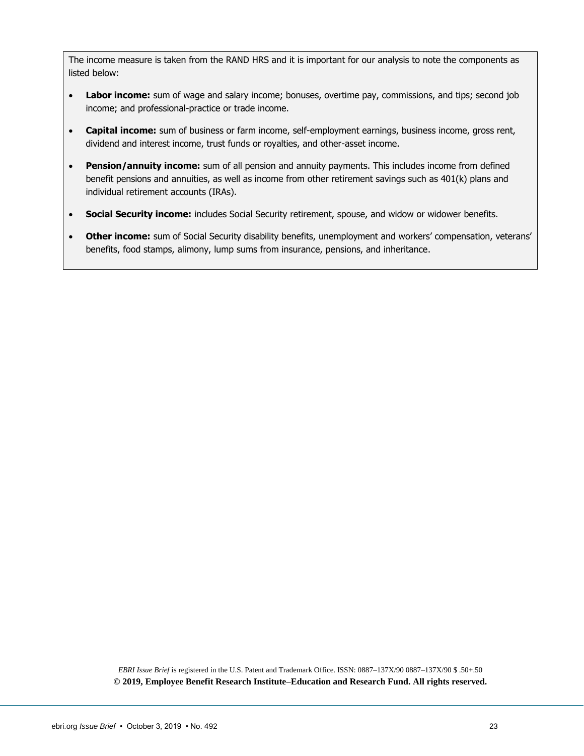The income measure is taken from the RAND HRS and it is important for our analysis to note the components as listed below:

- **Labor income:** sum of wage and salary income; bonuses, overtime pay, commissions, and tips; second job income; and professional-practice or trade income.
- **Capital income:** sum of business or farm income, self-employment earnings, business income, gross rent, dividend and interest income, trust funds or royalties, and other-asset income.
- **Pension/annuity income:** sum of all pension and annuity payments. This includes income from defined benefit pensions and annuities, as well as income from other retirement savings such as 401(k) plans and individual retirement accounts (IRAs).
- **Social Security income:** includes Social Security retirement, spouse, and widow or widower benefits.
- **Other income:** sum of Social Security disability benefits, unemployment and workers' compensation, veterans' benefits, food stamps, alimony, lump sums from insurance, pensions, and inheritance.

*EBRI Issue Brief* is registered in the U.S. Patent and Trademark Office. ISSN: 0887–137X/90 0887–137X/90 $ .50+.50

**© 2019, Employee Benefit Research Institute–Education and Research Fund. All rights reserved.**